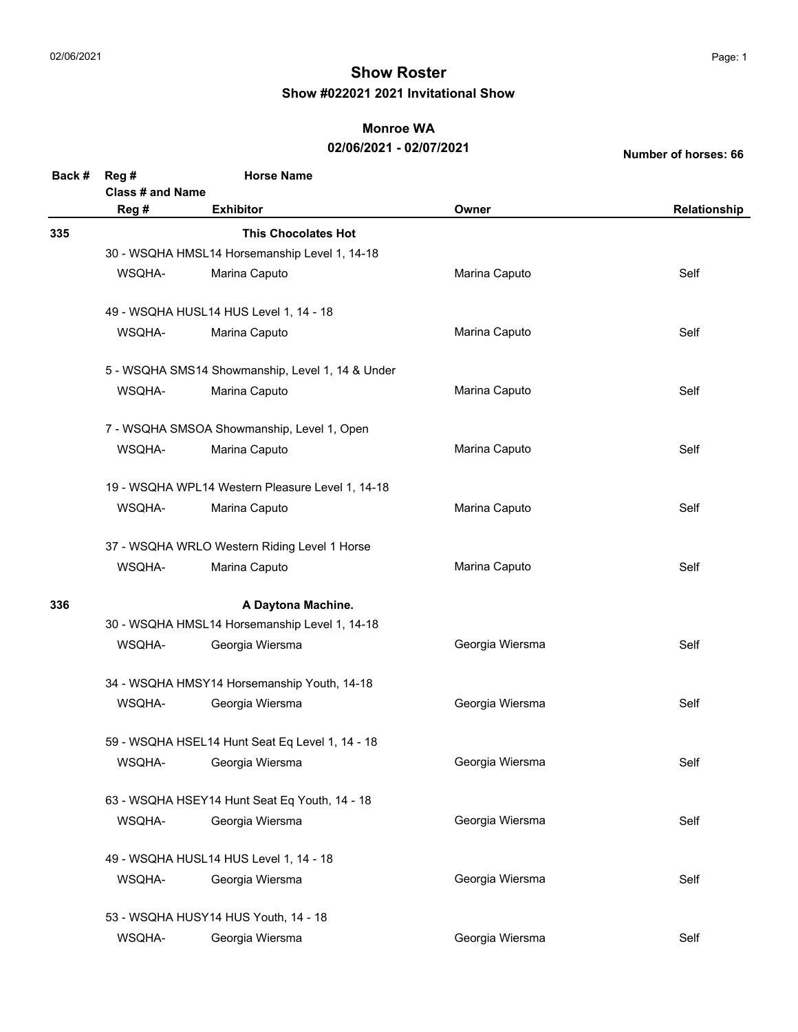# Show Roster

## Show #022021 2021 Invitational Show

### Monroe WA

### 02/06/2021 - 02/07/2021

**Number of horses: 66**

| Back # | Reg # / Class # and Name / Reg # | Horse Name / Exhibitor | Owner | Relationship |
|---|---|---|---|---|
| **335** | | **This Chocolates Hot** | | |
| | 30 - WSQHA HMSL14 Horsemanship Level 1, 14-18 | | | |
| | WSQHA- | Marina Caputo | Marina Caputo | Self |
| | 49 - WSQHA HUSL14 HUS Level 1, 14 - 18 | | | |
| | WSQHA- | Marina Caputo | Marina Caputo | Self |
| | 5 - WSQHA SMS14 Showmanship, Level 1, 14 & Under | | | |
| | WSQHA- | Marina Caputo | Marina Caputo | Self |
| | 7 - WSQHA SMSOA Showmanship, Level 1, Open | | | |
| | WSQHA- | Marina Caputo | Marina Caputo | Self |
| | 19 - WSQHA WPL14 Western Pleasure Level 1, 14-18 | | | |
| | WSQHA- | Marina Caputo | Marina Caputo | Self |
| | 37 - WSQHA WRLO Western Riding Level 1 Horse | | | |
| | WSQHA- | Marina Caputo | Marina Caputo | Self |
| **336** | | **A Daytona Machine.** | | |
| | 30 - WSQHA HMSL14 Horsemanship Level 1, 14-18 | | | |
| | WSQHA- | Georgia Wiersma | Georgia Wiersma | Self |
| | 34 - WSQHA HMSY14 Horsemanship Youth, 14-18 | | | |
| | WSQHA- | Georgia Wiersma | Georgia Wiersma | Self |
| | 59 - WSQHA HSEL14 Hunt Seat Eq Level 1, 14 - 18 | | | |
| | WSQHA- | Georgia Wiersma | Georgia Wiersma | Self |
| | 63 - WSQHA HSEY14 Hunt Seat Eq Youth, 14 - 18 | | | |
| | WSQHA- | Georgia Wiersma | Georgia Wiersma | Self |
| | 49 - WSQHA HUSL14 HUS Level 1, 14 - 18 | | | |
| | WSQHA- | Georgia Wiersma | Georgia Wiersma | Self |
| | 53 - WSQHA HUSY14 HUS Youth, 14 - 18 | | | |
| | WSQHA- | Georgia Wiersma | Georgia Wiersma | Self |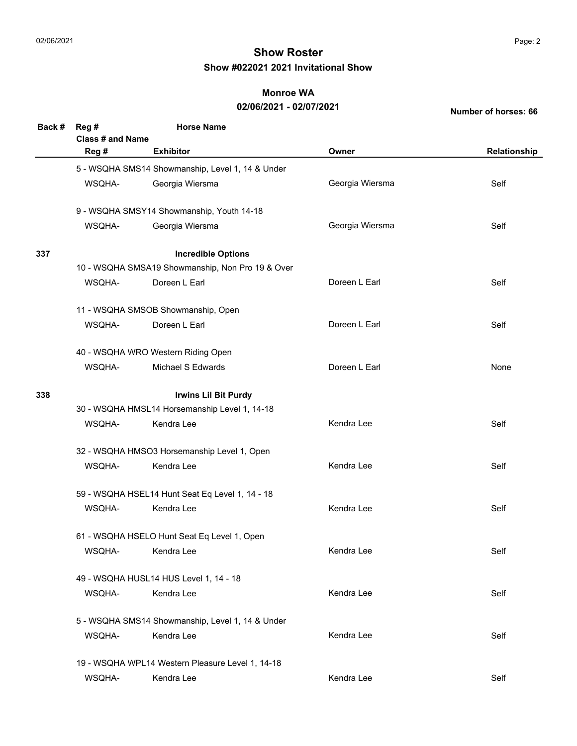# Show Roster

## Show #022021 2021 Invitational Show

### Monroe WA

### 02/06/2021 - 02/07/2021

**Number of horses: 66**

| Back # | Reg # / Class # and Name / Reg # | Horse Name / Exhibitor | Owner | Relationship |
|---|---|---|---|---|
| | 5 - WSQHA SMS14 Showmanship, Level 1, 14 & Under | | | |
| | WSQHA- | Georgia Wiersma | Georgia Wiersma | Self |
| | 9 - WSQHA SMSY14 Showmanship, Youth 14-18 | | | |
| | WSQHA- | Georgia Wiersma | Georgia Wiersma | Self |
| **337** | | **Incredible Options** | | |
| | 10 - WSQHA SMSA19 Showmanship, Non Pro 19 & Over | | | |
| | WSQHA- | Doreen L Earl | Doreen L Earl | Self |
| | 11 - WSQHA SMSOB Showmanship, Open | | | |
| | WSQHA- | Doreen L Earl | Doreen L Earl | Self |
| | 40 - WSQHA WRO Western Riding Open | | | |
| | WSQHA- | Michael S Edwards | Doreen L Earl | None |
| **338** | | **Irwins Lil Bit Purdy** | | |
| | 30 - WSQHA HMSL14 Horsemanship Level 1, 14-18 | | | |
| | WSQHA- | Kendra Lee | Kendra Lee | Self |
| | 32 - WSQHA HMSO3 Horsemanship Level 1, Open | | | |
| | WSQHA- | Kendra Lee | Kendra Lee | Self |
| | 59 - WSQHA HSEL14 Hunt Seat Eq Level 1, 14 - 18 | | | |
| | WSQHA- | Kendra Lee | Kendra Lee | Self |
| | 61 - WSQHA HSELO Hunt Seat Eq Level 1, Open | | | |
| | WSQHA- | Kendra Lee | Kendra Lee | Self |
| | 49 - WSQHA HUSL14 HUS Level 1, 14 - 18 | | | |
| | WSQHA- | Kendra Lee | Kendra Lee | Self |
| | 5 - WSQHA SMS14 Showmanship, Level 1, 14 & Under | | | |
| | WSQHA- | Kendra Lee | Kendra Lee | Self |
| | 19 - WSQHA WPL14 Western Pleasure Level 1, 14-18 | | | |
| | WSQHA- | Kendra Lee | Kendra Lee | Self |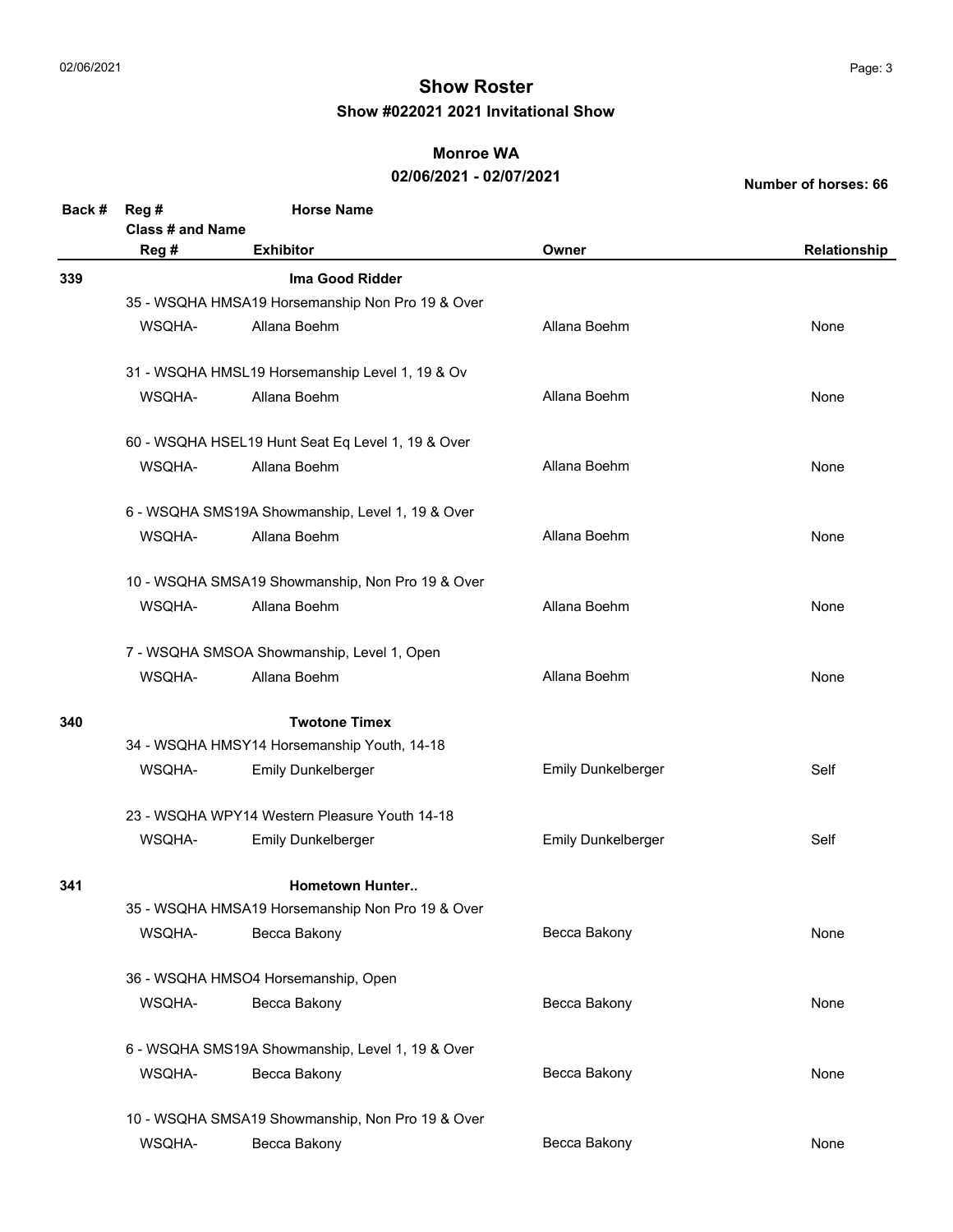# Show Roster

## Show #022021 2021 Invitational Show

### Monroe WA

### 02/06/2021 - 02/07/2021

**Number of horses: 66**

| Back # | Reg # / Class # and Name / Reg # | Horse Name / Exhibitor | Owner | Relationship |
|---|---|---|---|---|
| **339** | | **Ima Good Ridder** | | |
| | 35 - WSQHA HMSA19 Horsemanship Non Pro 19 & Over | | | |
| | WSQHA- | Allana Boehm | Allana Boehm | None |
| | 31 - WSQHA HMSL19 Horsemanship Level 1, 19 & Ov | | | |
| | WSQHA- | Allana Boehm | Allana Boehm | None |
| | 60 - WSQHA HSEL19 Hunt Seat Eq Level 1, 19 & Over | | | |
| | WSQHA- | Allana Boehm | Allana Boehm | None |
| | 6 - WSQHA SMS19A Showmanship, Level 1, 19 & Over | | | |
| | WSQHA- | Allana Boehm | Allana Boehm | None |
| | 10 - WSQHA SMSA19 Showmanship, Non Pro 19 & Over | | | |
| | WSQHA- | Allana Boehm | Allana Boehm | None |
| | 7 - WSQHA SMSOA Showmanship, Level 1, Open | | | |
| | WSQHA- | Allana Boehm | Allana Boehm | None |
| **340** | | **Twotone Timex** | | |
| | 34 - WSQHA HMSY14 Horsemanship Youth, 14-18 | | | |
| | WSQHA- | Emily Dunkelberger | Emily Dunkelberger | Self |
| | 23 - WSQHA WPY14 Western Pleasure Youth 14-18 | | | |
| | WSQHA- | Emily Dunkelberger | Emily Dunkelberger | Self |
| **341** | | **Hometown Hunter..** | | |
| | 35 - WSQHA HMSA19 Horsemanship Non Pro 19 & Over | | | |
| | WSQHA- | Becca Bakony | Becca Bakony | None |
| | 36 - WSQHA HMSO4 Horsemanship, Open | | | |
| | WSQHA- | Becca Bakony | Becca Bakony | None |
| | 6 - WSQHA SMS19A Showmanship, Level 1, 19 & Over | | | |
| | WSQHA- | Becca Bakony | Becca Bakony | None |
| | 10 - WSQHA SMSA19 Showmanship, Non Pro 19 & Over | | | |
| | WSQHA- | Becca Bakony | Becca Bakony | None |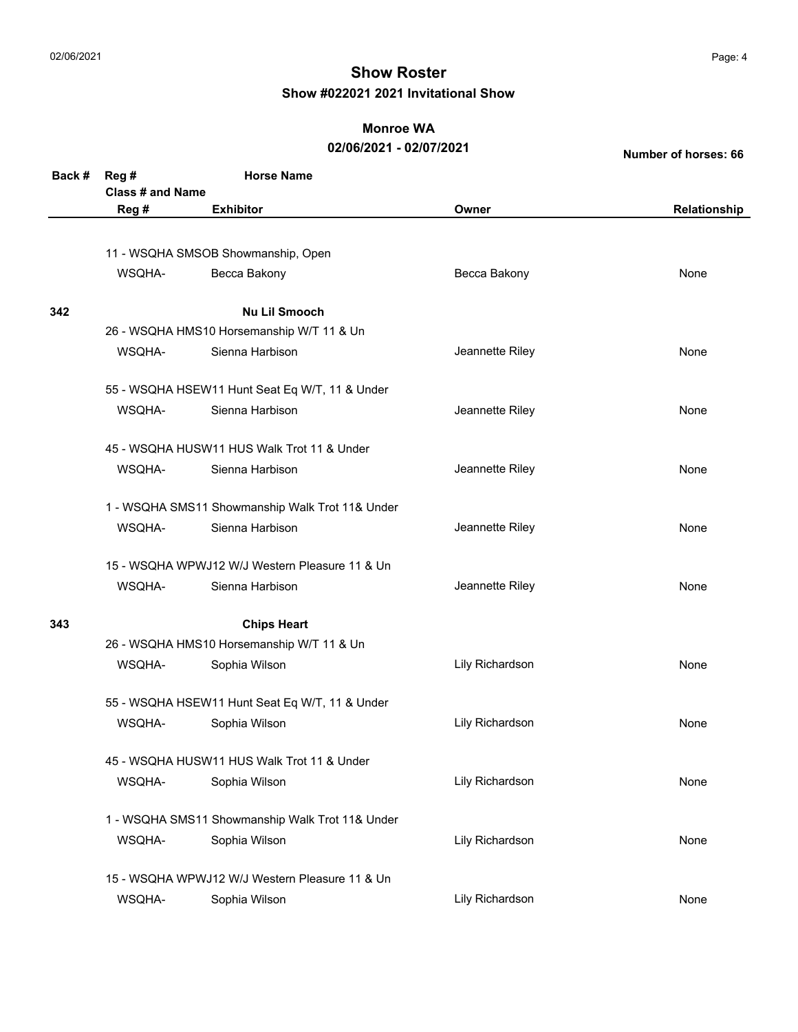# Show Roster

## Show #022021 2021 Invitational Show

### Monroe WA

### 02/06/2021 - 02/07/2021

**Number of horses: 66**

| Back # | Reg # / Class # and Name / Reg # | Horse Name / Exhibitor | Owner | Relationship |
|---|---|---|---|---|
| | 11 - WSQHA SMSOB Showmanship, Open | | | |
| | WSQHA- | Becca Bakony | Becca Bakony | None |
| **342** | | **Nu Lil Smooch** | | |
| | 26 - WSQHA HMS10 Horsemanship W/T 11 & Un | | | |
| | WSQHA- | Sienna Harbison | Jeannette Riley | None |
| | 55 - WSQHA HSEW11 Hunt Seat Eq W/T, 11 & Under | | | |
| | WSQHA- | Sienna Harbison | Jeannette Riley | None |
| | 45 - WSQHA HUSW11 HUS Walk Trot 11 & Under | | | |
| | WSQHA- | Sienna Harbison | Jeannette Riley | None |
| | 1 - WSQHA SMS11 Showmanship Walk Trot 11& Under | | | |
| | WSQHA- | Sienna Harbison | Jeannette Riley | None |
| | 15 - WSQHA WPWJ12 W/J Western Pleasure 11 & Un | | | |
| | WSQHA- | Sienna Harbison | Jeannette Riley | None |
| **343** | | **Chips Heart** | | |
| | 26 - WSQHA HMS10 Horsemanship W/T 11 & Un | | | |
| | WSQHA- | Sophia Wilson | Lily Richardson | None |
| | 55 - WSQHA HSEW11 Hunt Seat Eq W/T, 11 & Under | | | |
| | WSQHA- | Sophia Wilson | Lily Richardson | None |
| | 45 - WSQHA HUSW11 HUS Walk Trot 11 & Under | | | |
| | WSQHA- | Sophia Wilson | Lily Richardson | None |
| | 1 - WSQHA SMS11 Showmanship Walk Trot 11& Under | | | |
| | WSQHA- | Sophia Wilson | Lily Richardson | None |
| | 15 - WSQHA WPWJ12 W/J Western Pleasure 11 & Un | | | |
| | WSQHA- | Sophia Wilson | Lily Richardson | None |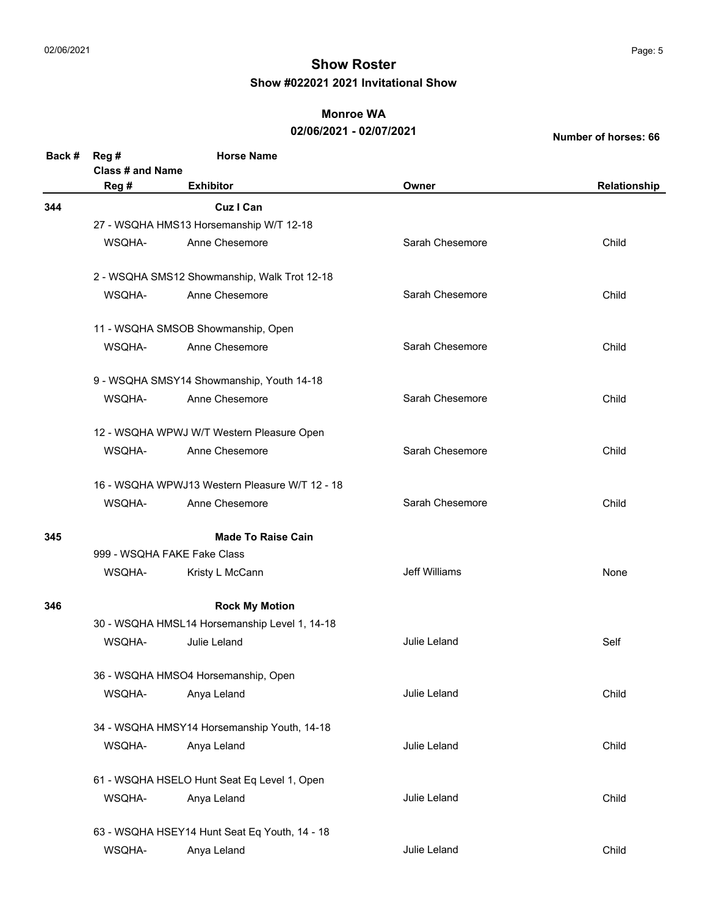# Show Roster

## Show #022021 2021 Invitational Show

### Monroe WA

### 02/06/2021 - 02/07/2021

**Number of horses: 66**

| Back # | Reg # / Class # and Name / Reg # | Horse Name / Exhibitor | Owner | Relationship |
|---|---|---|---|---|
| **344** | | **Cuz I Can** | | |
| | 27 - WSQHA HMS13 Horsemanship W/T 12-18 | | | |
| | WSQHA- | Anne Chesemore | Sarah Chesemore | Child |
| | 2 - WSQHA SMS12 Showmanship, Walk Trot 12-18 | | | |
| | WSQHA- | Anne Chesemore | Sarah Chesemore | Child |
| | 11 - WSQHA SMSOB Showmanship, Open | | | |
| | WSQHA- | Anne Chesemore | Sarah Chesemore | Child |
| | 9 - WSQHA SMSY14 Showmanship, Youth 14-18 | | | |
| | WSQHA- | Anne Chesemore | Sarah Chesemore | Child |
| | 12 - WSQHA WPWJ W/T Western Pleasure Open | | | |
| | WSQHA- | Anne Chesemore | Sarah Chesemore | Child |
| | 16 - WSQHA WPWJ13 Western Pleasure W/T 12 - 18 | | | |
| | WSQHA- | Anne Chesemore | Sarah Chesemore | Child |
| **345** | | **Made To Raise Cain** | | |
| | 999 - WSQHA FAKE Fake Class | | | |
| | WSQHA- | Kristy L McCann | Jeff Williams | None |
| **346** | | **Rock My Motion** | | |
| | 30 - WSQHA HMSL14 Horsemanship Level 1, 14-18 | | | |
| | WSQHA- | Julie Leland | Julie Leland | Self |
| | 36 - WSQHA HMSO4 Horsemanship, Open | | | |
| | WSQHA- | Anya Leland | Julie Leland | Child |
| | 34 - WSQHA HMSY14 Horsemanship Youth, 14-18 | | | |
| | WSQHA- | Anya Leland | Julie Leland | Child |
| | 61 - WSQHA HSELO Hunt Seat Eq Level 1, Open | | | |
| | WSQHA- | Anya Leland | Julie Leland | Child |
| | 63 - WSQHA HSEY14 Hunt Seat Eq Youth, 14 - 18 | | | |
| | WSQHA- | Anya Leland | Julie Leland | Child |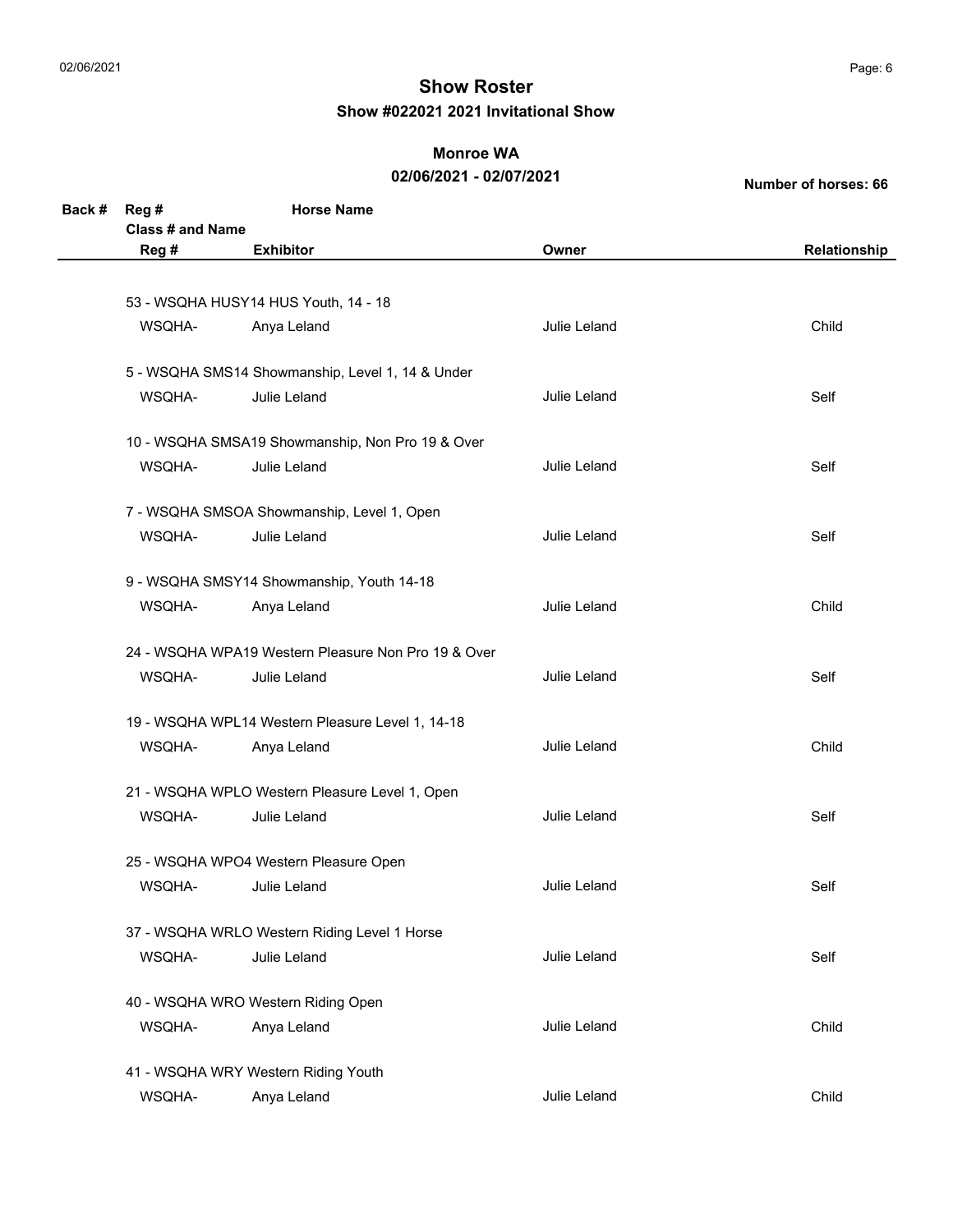# Show Roster

## Show #022021 2021 Invitational Show

### Monroe WA

### 02/06/2021 - 02/07/2021

**Number of horses: 66**

| Back # | Reg # | Horse Name | | |
|---|---|---|---|---|
| | **Class # and Name** | | | |
| | **Reg #** | **Exhibitor** | **Owner** | **Relationship** |
| | 53 - WSQHA HUSY14 HUS Youth, 14 - 18 | | | |
| | WSQHA- | Anya Leland | Julie Leland | Child |
| | 5 - WSQHA SMS14 Showmanship, Level 1, 14 & Under | | | |
| | WSQHA- | Julie Leland | Julie Leland | Self |
| | 10 - WSQHA SMSA19 Showmanship, Non Pro 19 & Over | | | |
| | WSQHA- | Julie Leland | Julie Leland | Self |
| | 7 - WSQHA SMSOA Showmanship, Level 1, Open | | | |
| | WSQHA- | Julie Leland | Julie Leland | Self |
| | 9 - WSQHA SMSY14 Showmanship, Youth 14-18 | | | |
| | WSQHA- | Anya Leland | Julie Leland | Child |
| | 24 - WSQHA WPA19 Western Pleasure Non Pro 19 & Over | | | |
| | WSQHA- | Julie Leland | Julie Leland | Self |
| | 19 - WSQHA WPL14 Western Pleasure Level 1, 14-18 | | | |
| | WSQHA- | Anya Leland | Julie Leland | Child |
| | 21 - WSQHA WPLO Western Pleasure Level 1, Open | | | |
| | WSQHA- | Julie Leland | Julie Leland | Self |
| | 25 - WSQHA WPO4 Western Pleasure Open | | | |
| | WSQHA- | Julie Leland | Julie Leland | Self |
| | 37 - WSQHA WRLO Western Riding Level 1 Horse | | | |
| | WSQHA- | Julie Leland | Julie Leland | Self |
| | 40 - WSQHA WRO Western Riding Open | | | |
| | WSQHA- | Anya Leland | Julie Leland | Child |
| | 41 - WSQHA WRY Western Riding Youth | | | |
| | WSQHA- | Anya Leland | Julie Leland | Child |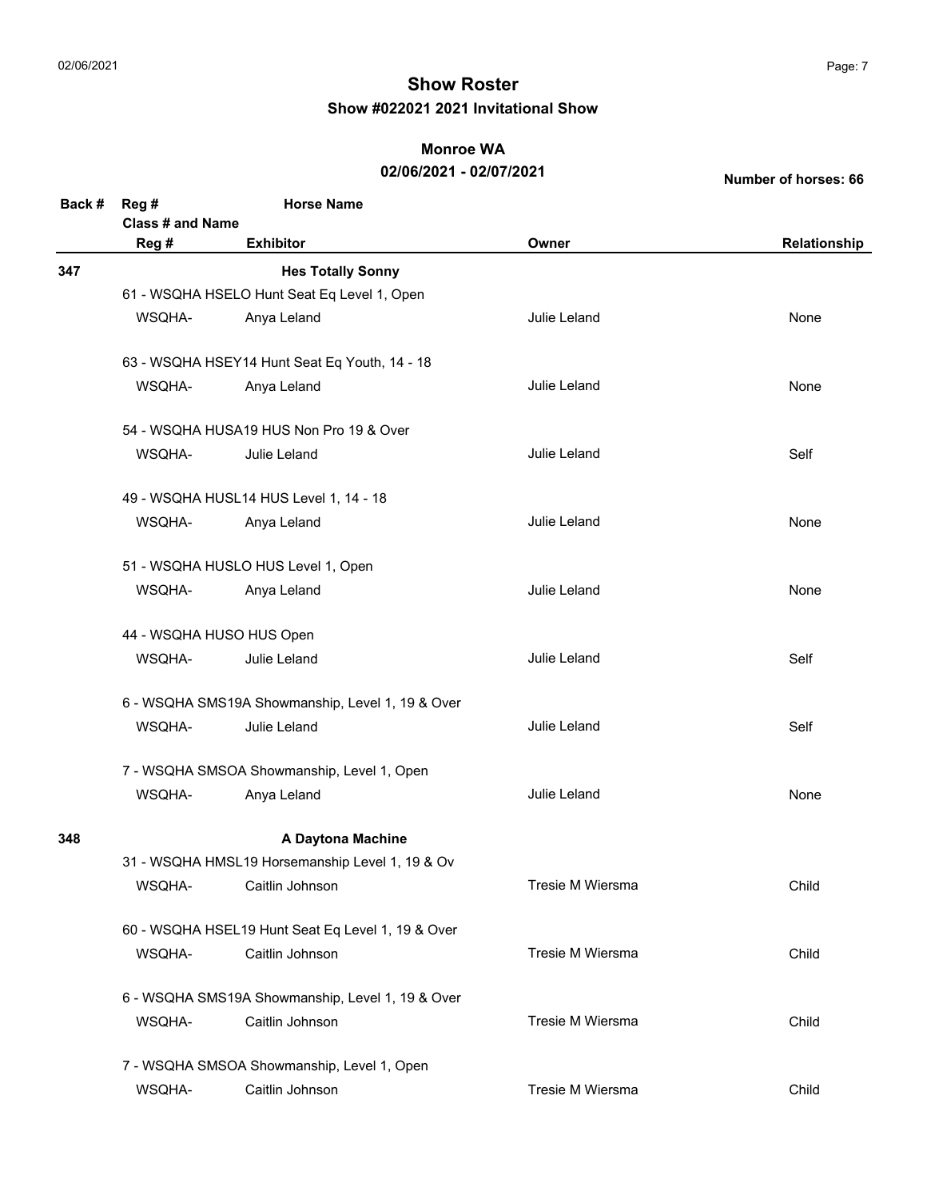# Show Roster

## Show #022021 2021 Invitational Show

### Monroe WA

### 02/06/2021 - 02/07/2021

**Number of horses: 66**

| Back # | Reg # / Class # and Name / Reg # | Horse Name / Exhibitor | Owner | Relationship |
|---|---|---|---|---|
| **347** | | **Hes Totally Sonny** | | |
| | 61 - WSQHA HSELO Hunt Seat Eq Level 1, Open | | | |
| | WSQHA- | Anya Leland | Julie Leland | None |
| | 63 - WSQHA HSEY14 Hunt Seat Eq Youth, 14 - 18 | | | |
| | WSQHA- | Anya Leland | Julie Leland | None |
| | 54 - WSQHA HUSA19 HUS Non Pro 19 & Over | | | |
| | WSQHA- | Julie Leland | Julie Leland | Self |
| | 49 - WSQHA HUSL14 HUS Level 1, 14 - 18 | | | |
| | WSQHA- | Anya Leland | Julie Leland | None |
| | 51 - WSQHA HUSLO HUS Level 1, Open | | | |
| | WSQHA- | Anya Leland | Julie Leland | None |
| | 44 - WSQHA HUSO HUS Open | | | |
| | WSQHA- | Julie Leland | Julie Leland | Self |
| | 6 - WSQHA SMS19A Showmanship, Level 1, 19 & Over | | | |
| | WSQHA- | Julie Leland | Julie Leland | Self |
| | 7 - WSQHA SMSOA Showmanship, Level 1, Open | | | |
| | WSQHA- | Anya Leland | Julie Leland | None |
| **348** | | **A Daytona Machine** | | |
| | 31 - WSQHA HMSL19 Horsemanship Level 1, 19 & Ov | | | |
| | WSQHA- | Caitlin Johnson | Tresie M Wiersma | Child |
| | 60 - WSQHA HSEL19 Hunt Seat Eq Level 1, 19 & Over | | | |
| | WSQHA- | Caitlin Johnson | Tresie M Wiersma | Child |
| | 6 - WSQHA SMS19A Showmanship, Level 1, 19 & Over | | | |
| | WSQHA- | Caitlin Johnson | Tresie M Wiersma | Child |
| | 7 - WSQHA SMSOA Showmanship, Level 1, Open | | | |
| | WSQHA- | Caitlin Johnson | Tresie M Wiersma | Child |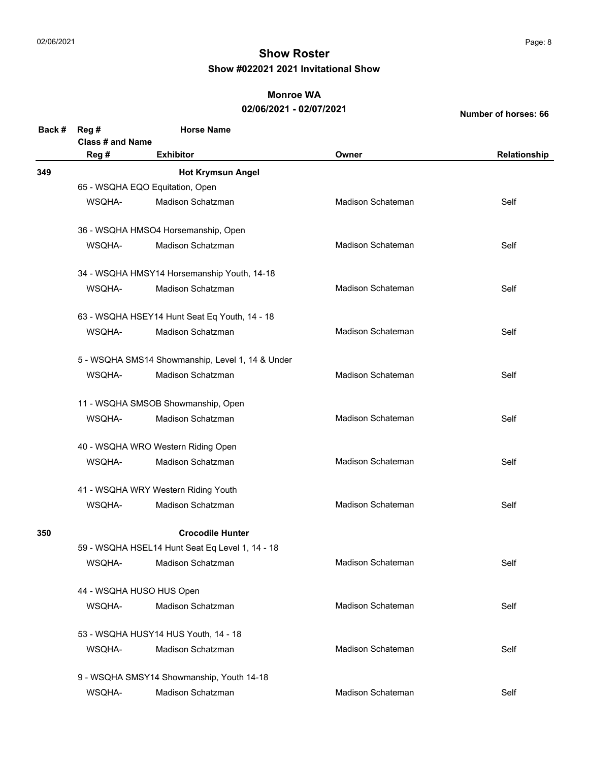# Show Roster

## Show #022021 2021 Invitational Show

### Monroe WA

### 02/06/2021 - 02/07/2021

**Number of horses: 66**

| Back # | Reg # / Class # and Name / Reg # | Horse Name / Exhibitor | Owner | Relationship |
|---|---|---|---|---|
| **349** | | **Hot Krymsun Angel** | | |
| | 65 - WSQHA EQO Equitation, Open | | | |
| | WSQHA- | Madison Schatzman | Madison Schateman | Self |
| | 36 - WSQHA HMSO4 Horsemanship, Open | | | |
| | WSQHA- | Madison Schatzman | Madison Schateman | Self |
| | 34 - WSQHA HMSY14 Horsemanship Youth, 14-18 | | | |
| | WSQHA- | Madison Schatzman | Madison Schateman | Self |
| | 63 - WSQHA HSEY14 Hunt Seat Eq Youth, 14 - 18 | | | |
| | WSQHA- | Madison Schatzman | Madison Schateman | Self |
| | 5 - WSQHA SMS14 Showmanship, Level 1, 14 & Under | | | |
| | WSQHA- | Madison Schatzman | Madison Schateman | Self |
| | 11 - WSQHA SMSOB Showmanship, Open | | | |
| | WSQHA- | Madison Schatzman | Madison Schateman | Self |
| | 40 - WSQHA WRO Western Riding Open | | | |
| | WSQHA- | Madison Schatzman | Madison Schateman | Self |
| | 41 - WSQHA WRY Western Riding Youth | | | |
| | WSQHA- | Madison Schatzman | Madison Schateman | Self |
| **350** | | **Crocodile Hunter** | | |
| | 59 - WSQHA HSEL14 Hunt Seat Eq Level 1, 14 - 18 | | | |
| | WSQHA- | Madison Schatzman | Madison Schateman | Self |
| | 44 - WSQHA HUSO HUS Open | | | |
| | WSQHA- | Madison Schatzman | Madison Schateman | Self |
| | 53 - WSQHA HUSY14 HUS Youth, 14 - 18 | | | |
| | WSQHA- | Madison Schatzman | Madison Schateman | Self |
| | 9 - WSQHA SMSY14 Showmanship, Youth 14-18 | | | |
| | WSQHA- | Madison Schatzman | Madison Schateman | Self |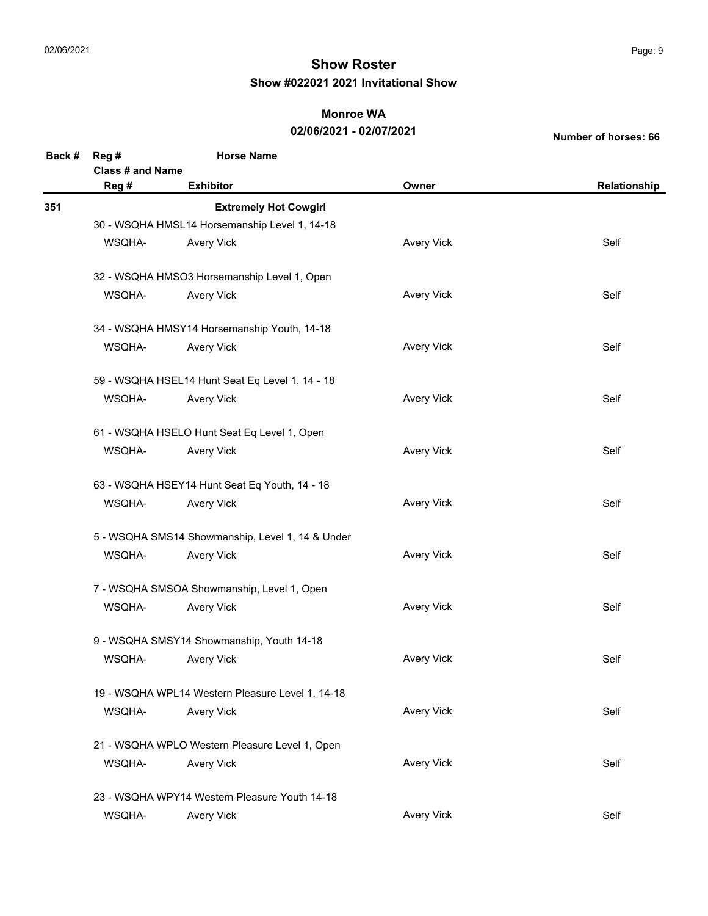# Show Roster

## Show #022021 2021 Invitational Show

### Monroe WA

### 02/06/2021 - 02/07/2021

**Number of horses: 66**

| Back # | Reg # / Class # and Name / Reg # | Horse Name / Exhibitor | Owner | Relationship |
|---|---|---|---|---|
| 351 | | **Extremely Hot Cowgirl** | | |
| | 30 - WSQHA HMSL14 Horsemanship Level 1, 14-18 | | | |
| | WSQHA- | Avery Vick | Avery Vick | Self |
| | 32 - WSQHA HMSO3 Horsemanship Level 1, Open | | | |
| | WSQHA- | Avery Vick | Avery Vick | Self |
| | 34 - WSQHA HMSY14 Horsemanship Youth, 14-18 | | | |
| | WSQHA- | Avery Vick | Avery Vick | Self |
| | 59 - WSQHA HSEL14 Hunt Seat Eq Level 1, 14 - 18 | | | |
| | WSQHA- | Avery Vick | Avery Vick | Self |
| | 61 - WSQHA HSELO Hunt Seat Eq Level 1, Open | | | |
| | WSQHA- | Avery Vick | Avery Vick | Self |
| | 63 - WSQHA HSEY14 Hunt Seat Eq Youth, 14 - 18 | | | |
| | WSQHA- | Avery Vick | Avery Vick | Self |
| | 5 - WSQHA SMS14 Showmanship, Level 1, 14 & Under | | | |
| | WSQHA- | Avery Vick | Avery Vick | Self |
| | 7 - WSQHA SMSOA Showmanship, Level 1, Open | | | |
| | WSQHA- | Avery Vick | Avery Vick | Self |
| | 9 - WSQHA SMSY14 Showmanship, Youth 14-18 | | | |
| | WSQHA- | Avery Vick | Avery Vick | Self |
| | 19 - WSQHA WPL14 Western Pleasure Level 1, 14-18 | | | |
| | WSQHA- | Avery Vick | Avery Vick | Self |
| | 21 - WSQHA WPLO Western Pleasure Level 1, Open | | | |
| | WSQHA- | Avery Vick | Avery Vick | Self |
| | 23 - WSQHA WPY14 Western Pleasure Youth 14-18 | | | |
| | WSQHA- | Avery Vick | Avery Vick | Self |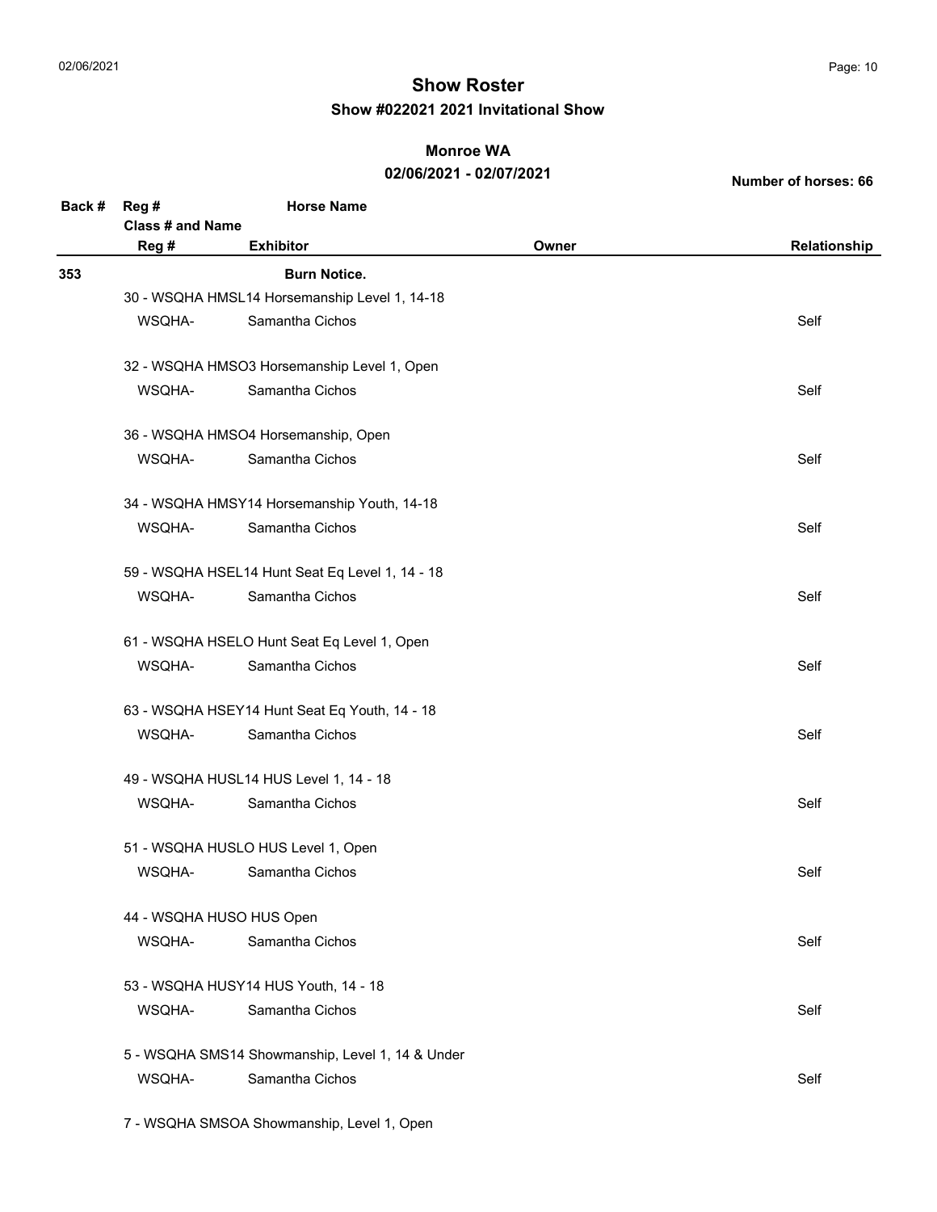## Show Roster

### Show #022021 2021 Invitational Show

**Monroe WA**

**02/06/2021 - 02/07/2021**

**Number of horses: 66**

| Back # | Reg # / Class # and Name / Reg # | Horse Name / Exhibitor | Owner | Relationship |
|---|---|---|---|---|
| 353 | | **Burn Notice.** | | |
| | 30 - WSQHA HMSL14 Horsemanship Level 1, 14-18 | | | |
| | WSQHA- | Samantha Cichos | | Self |
| | 32 - WSQHA HMSO3 Horsemanship Level 1, Open | | | |
| | WSQHA- | Samantha Cichos | | Self |
| | 36 - WSQHA HMSO4 Horsemanship, Open | | | |
| | WSQHA- | Samantha Cichos | | Self |
| | 34 - WSQHA HMSY14 Horsemanship Youth, 14-18 | | | |
| | WSQHA- | Samantha Cichos | | Self |
| | 59 - WSQHA HSEL14 Hunt Seat Eq Level 1, 14 - 18 | | | |
| | WSQHA- | Samantha Cichos | | Self |
| | 61 - WSQHA HSELO Hunt Seat Eq Level 1, Open | | | |
| | WSQHA- | Samantha Cichos | | Self |
| | 63 - WSQHA HSEY14 Hunt Seat Eq Youth, 14 - 18 | | | |
| | WSQHA- | Samantha Cichos | | Self |
| | 49 - WSQHA HUSL14 HUS Level 1, 14 - 18 | | | |
| | WSQHA- | Samantha Cichos | | Self |
| | 51 - WSQHA HUSLO HUS Level 1, Open | | | |
| | WSQHA- | Samantha Cichos | | Self |
| | 44 - WSQHA HUSO HUS Open | | | |
| | WSQHA- | Samantha Cichos | | Self |
| | 53 - WSQHA HUSY14 HUS Youth, 14 - 18 | | | |
| | WSQHA- | Samantha Cichos | | Self |
| | 5 - WSQHA SMS14 Showmanship, Level 1, 14 & Under | | | |
| | WSQHA- | Samantha Cichos | | Self |
| | 7 - WSQHA SMSOA Showmanship, Level 1, Open | | | |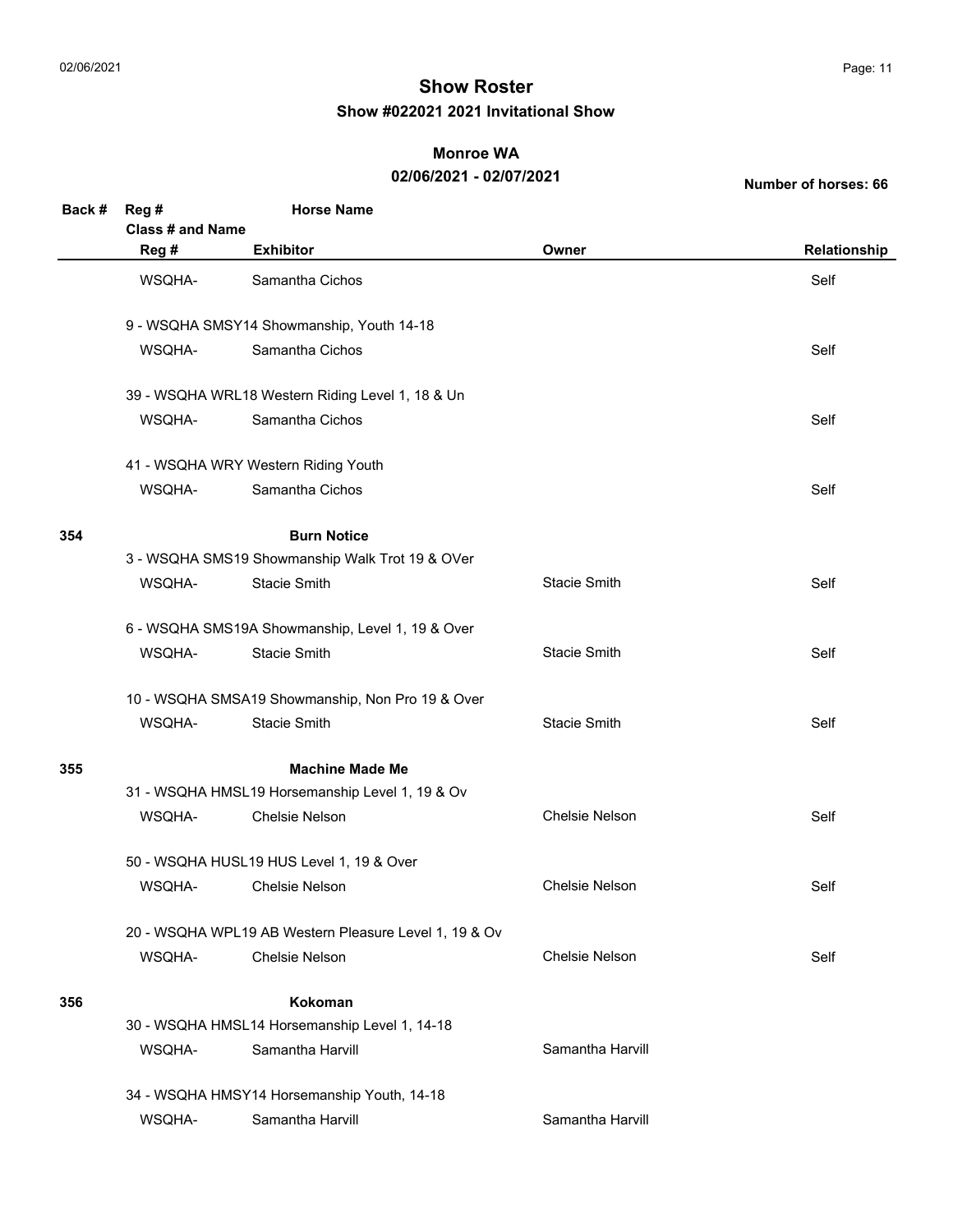# Show Roster

## Show #022021 2021 Invitational Show

### Monroe WA

### 02/06/2021 - 02/07/2021

**Number of horses: 66**

| Back # | Reg # / Class # and Name | Horse Name / Exhibitor | Owner | Relationship |
|---|---|---|---|---|
| | WSQHA- | Samantha Cichos | | Self |
| | 9 - WSQHA SMSY14 Showmanship, Youth 14-18 | | | |
| | WSQHA- | Samantha Cichos | | Self |
| | 39 - WSQHA WRL18 Western Riding Level 1, 18 & Un | | | |
| | WSQHA- | Samantha Cichos | | Self |
| | 41 - WSQHA WRY Western Riding Youth | | | |
| | WSQHA- | Samantha Cichos | | Self |
| **354** | | **Burn Notice** | | |
| | 3 - WSQHA SMS19 Showmanship Walk Trot 19 & OVer | | | |
| | WSQHA- | Stacie Smith | Stacie Smith | Self |
| | 6 - WSQHA SMS19A Showmanship, Level 1, 19 & Over | | | |
| | WSQHA- | Stacie Smith | Stacie Smith | Self |
| | 10 - WSQHA SMSA19 Showmanship, Non Pro 19 & Over | | | |
| | WSQHA- | Stacie Smith | Stacie Smith | Self |
| **355** | | **Machine Made Me** | | |
| | 31 - WSQHA HMSL19 Horsemanship Level 1, 19 & Ov | | | |
| | WSQHA- | Chelsie Nelson | Chelsie Nelson | Self |
| | 50 - WSQHA HUSL19 HUS Level 1, 19 & Over | | | |
| | WSQHA- | Chelsie Nelson | Chelsie Nelson | Self |
| | 20 - WSQHA WPL19 AB Western Pleasure Level 1, 19 & Ov | | | |
| | WSQHA- | Chelsie Nelson | Chelsie Nelson | Self |
| **356** | | **Kokoman** | | |
| | 30 - WSQHA HMSL14 Horsemanship Level 1, 14-18 | | | |
| | WSQHA- | Samantha Harvill | Samantha Harvill | |
| | 34 - WSQHA HMSY14 Horsemanship Youth, 14-18 | | | |
| | WSQHA- | Samantha Harvill | Samantha Harvill | |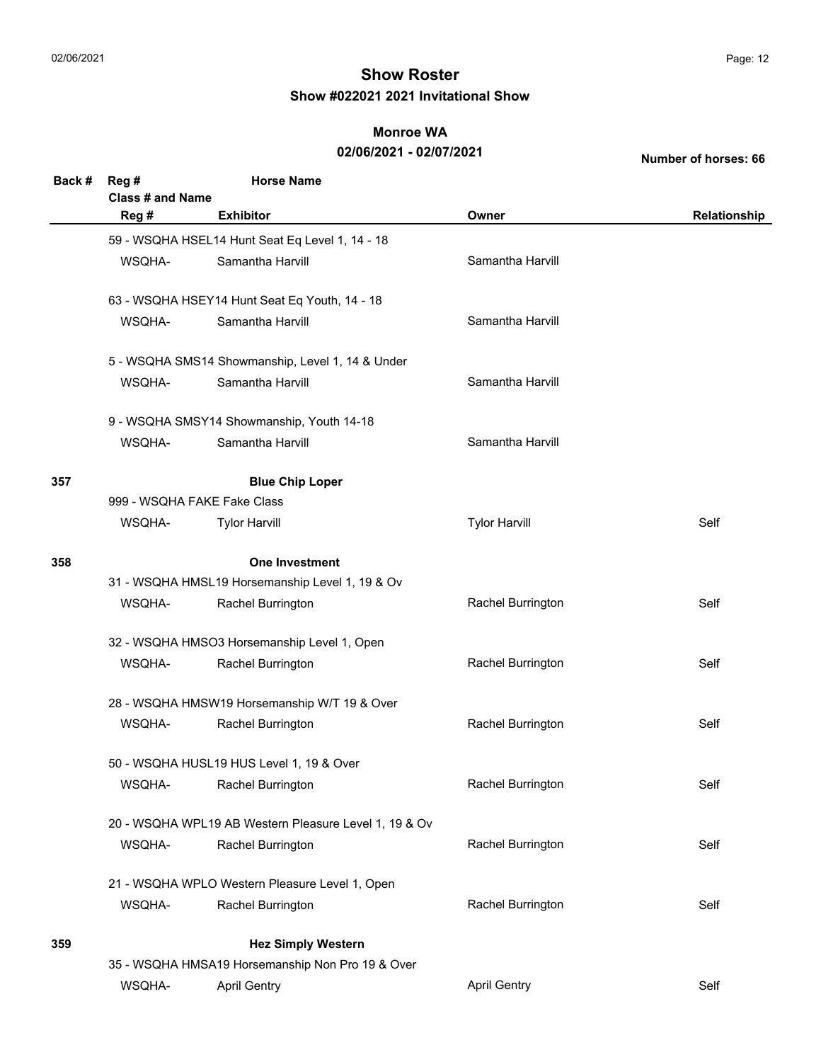# Show Roster

## Show #022021 2021 Invitational Show

### Monroe WA

### 02/06/2021 - 02/07/2021

**Number of horses: 66**

| Back # | Reg # / Class # and Name / Reg # | Horse Name / Exhibitor | Owner | Relationship |
|---|---|---|---|---|
| | 59 - WSQHA HSEL14 Hunt Seat Eq Level 1, 14 - 18 | | | |
| | WSQHA- | Samantha Harvill | Samantha Harvill | |
| | 63 - WSQHA HSEY14 Hunt Seat Eq Youth, 14 - 18 | | | |
| | WSQHA- | Samantha Harvill | Samantha Harvill | |
| | 5 - WSQHA SMS14 Showmanship, Level 1, 14 & Under | | | |
| | WSQHA- | Samantha Harvill | Samantha Harvill | |
| | 9 - WSQHA SMSY14 Showmanship, Youth 14-18 | | | |
| | WSQHA- | Samantha Harvill | Samantha Harvill | |
| **357** | | **Blue Chip Loper** | | |
| | 999 - WSQHA FAKE Fake Class | | | |
| | WSQHA- | Tylor Harvill | Tylor Harvill | Self |
| **358** | | **One Investment** | | |
| | 31 - WSQHA HMSL19 Horsemanship Level 1, 19 & Ov | | | |
| | WSQHA- | Rachel Burrington | Rachel Burrington | Self |
| | 32 - WSQHA HMSO3 Horsemanship Level 1, Open | | | |
| | WSQHA- | Rachel Burrington | Rachel Burrington | Self |
| | 28 - WSQHA HMSW19 Horsemanship W/T 19 & Over | | | |
| | WSQHA- | Rachel Burrington | Rachel Burrington | Self |
| | 50 - WSQHA HUSL19 HUS Level 1, 19 & Over | | | |
| | WSQHA- | Rachel Burrington | Rachel Burrington | Self |
| | 20 - WSQHA WPL19 AB Western Pleasure Level 1, 19 & Ov | | | |
| | WSQHA- | Rachel Burrington | Rachel Burrington | Self |
| | 21 - WSQHA WPLO Western Pleasure Level 1, Open | | | |
| | WSQHA- | Rachel Burrington | Rachel Burrington | Self |
| **359** | | **Hez Simply Western** | | |
| | 35 - WSQHA HMSA19 Horsemanship Non Pro 19 & Over | | | |
| | WSQHA- | April Gentry | April Gentry | Self |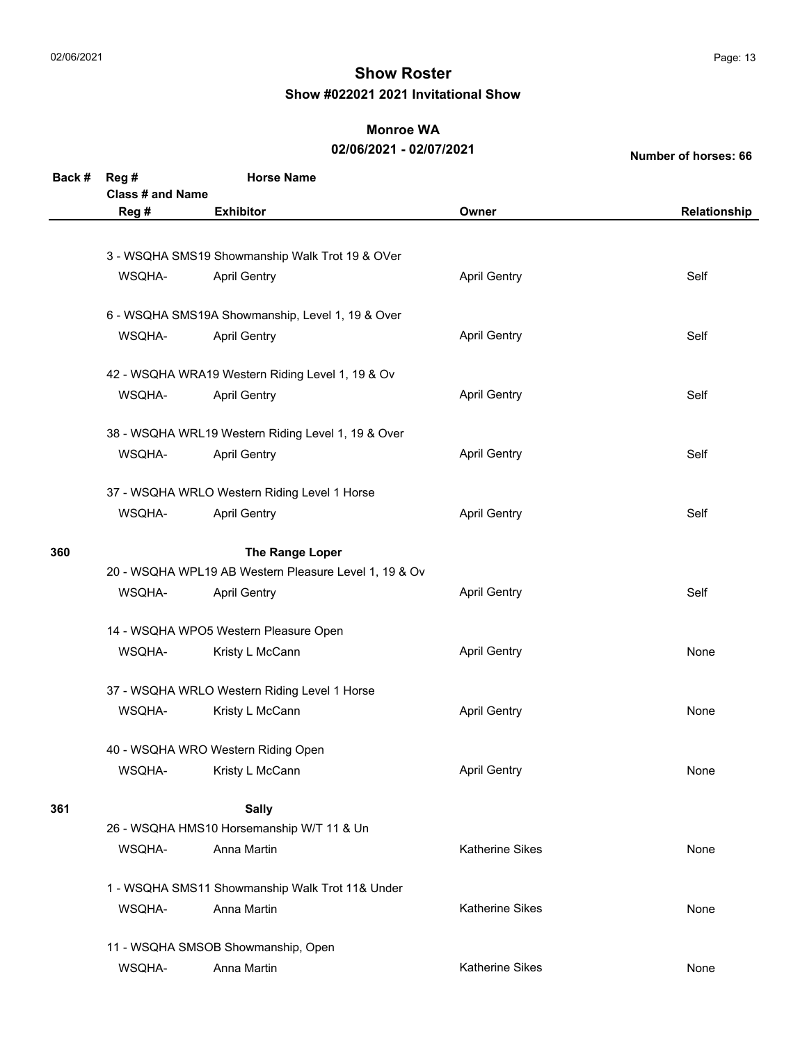# Show Roster

**Show #022021 2021 Invitational Show**

**Monroe WA**

**02/06/2021 - 02/07/2021**

**Number of horses: 66**

| Back # | Reg # / Class # and Name / Reg # | Horse Name / Exhibitor | Owner | Relationship |
|---|---|---|---|---|
| | 3 - WSQHA SMS19 Showmanship Walk Trot 19 & OVer | | | |
| | WSQHA- | April Gentry | April Gentry | Self |
| | 6 - WSQHA SMS19A Showmanship, Level 1, 19 & Over | | | |
| | WSQHA- | April Gentry | April Gentry | Self |
| | 42 - WSQHA WRA19 Western Riding Level 1, 19 & Ov | | | |
| | WSQHA- | April Gentry | April Gentry | Self |
| | 38 - WSQHA WRL19 Western Riding Level 1, 19 & Over | | | |
| | WSQHA- | April Gentry | April Gentry | Self |
| | 37 - WSQHA WRLO Western Riding Level 1 Horse | | | |
| | WSQHA- | April Gentry | April Gentry | Self |
| **360** | | **The Range Loper** | | |
| | 20 - WSQHA WPL19 AB Western Pleasure Level 1, 19 & Ov | | | |
| | WSQHA- | April Gentry | April Gentry | Self |
| | 14 - WSQHA WPO5 Western Pleasure Open | | | |
| | WSQHA- | Kristy L McCann | April Gentry | None |
| | 37 - WSQHA WRLO Western Riding Level 1 Horse | | | |
| | WSQHA- | Kristy L McCann | April Gentry | None |
| | 40 - WSQHA WRO Western Riding Open | | | |
| | WSQHA- | Kristy L McCann | April Gentry | None |
| **361** | | **Sally** | | |
| | 26 - WSQHA HMS10 Horsemanship W/T 11 & Un | | | |
| | WSQHA- | Anna Martin | Katherine Sikes | None |
| | 1 - WSQHA SMS11 Showmanship Walk Trot 11& Under | | | |
| | WSQHA- | Anna Martin | Katherine Sikes | None |
| | 11 - WSQHA SMSOB Showmanship, Open | | | |
| | WSQHA- | Anna Martin | Katherine Sikes | None |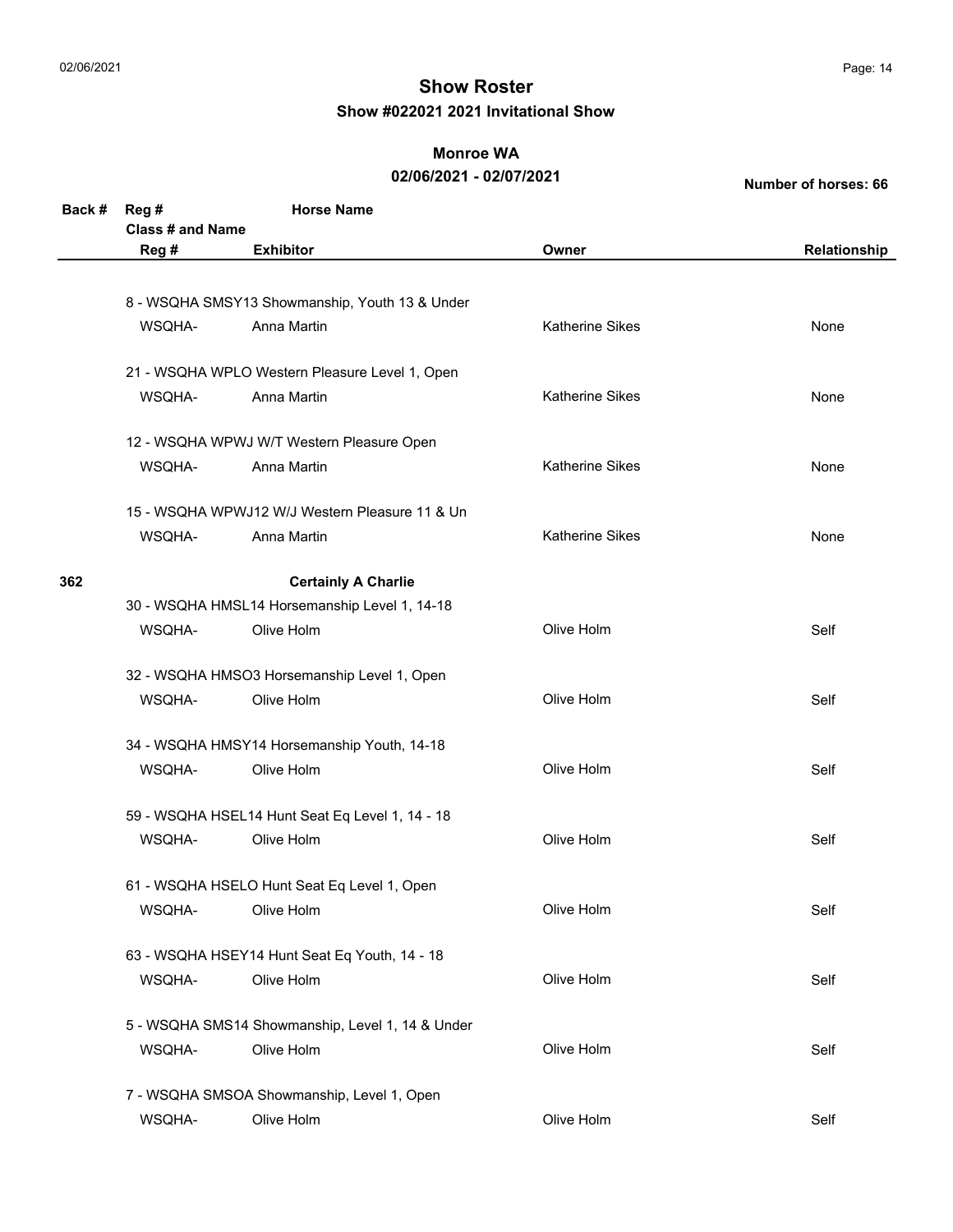# Show Roster

## Show #022021 2021 Invitational Show

### Monroe WA

### 02/06/2021 - 02/07/2021

**Number of horses: 66**

| Back # | Reg # / Class # and Name | Horse Name / Exhibitor | Owner | Relationship |
|---|---|---|---|---|
| | 8 - WSQHA SMSY13 Showmanship, Youth 13 & Under | | | |
| | WSQHA- | Anna Martin | Katherine Sikes | None |
| | 21 - WSQHA WPLO Western Pleasure Level 1, Open | | | |
| | WSQHA- | Anna Martin | Katherine Sikes | None |
| | 12 - WSQHA WPWJ W/T Western Pleasure Open | | | |
| | WSQHA- | Anna Martin | Katherine Sikes | None |
| | 15 - WSQHA WPWJ12 W/J Western Pleasure 11 & Un | | | |
| | WSQHA- | Anna Martin | Katherine Sikes | None |
| **362** | | **Certainly A Charlie** | | |
| | 30 - WSQHA HMSL14 Horsemanship Level 1, 14-18 | | | |
| | WSQHA- | Olive Holm | Olive Holm | Self |
| | 32 - WSQHA HMSO3 Horsemanship Level 1, Open | | | |
| | WSQHA- | Olive Holm | Olive Holm | Self |
| | 34 - WSQHA HMSY14 Horsemanship Youth, 14-18 | | | |
| | WSQHA- | Olive Holm | Olive Holm | Self |
| | 59 - WSQHA HSEL14 Hunt Seat Eq Level 1, 14 - 18 | | | |
| | WSQHA- | Olive Holm | Olive Holm | Self |
| | 61 - WSQHA HSELO Hunt Seat Eq Level 1, Open | | | |
| | WSQHA- | Olive Holm | Olive Holm | Self |
| | 63 - WSQHA HSEY14 Hunt Seat Eq Youth, 14 - 18 | | | |
| | WSQHA- | Olive Holm | Olive Holm | Self |
| | 5 - WSQHA SMS14 Showmanship, Level 1, 14 & Under | | | |
| | WSQHA- | Olive Holm | Olive Holm | Self |
| | 7 - WSQHA SMSOA Showmanship, Level 1, Open | | | |
| | WSQHA- | Olive Holm | Olive Holm | Self |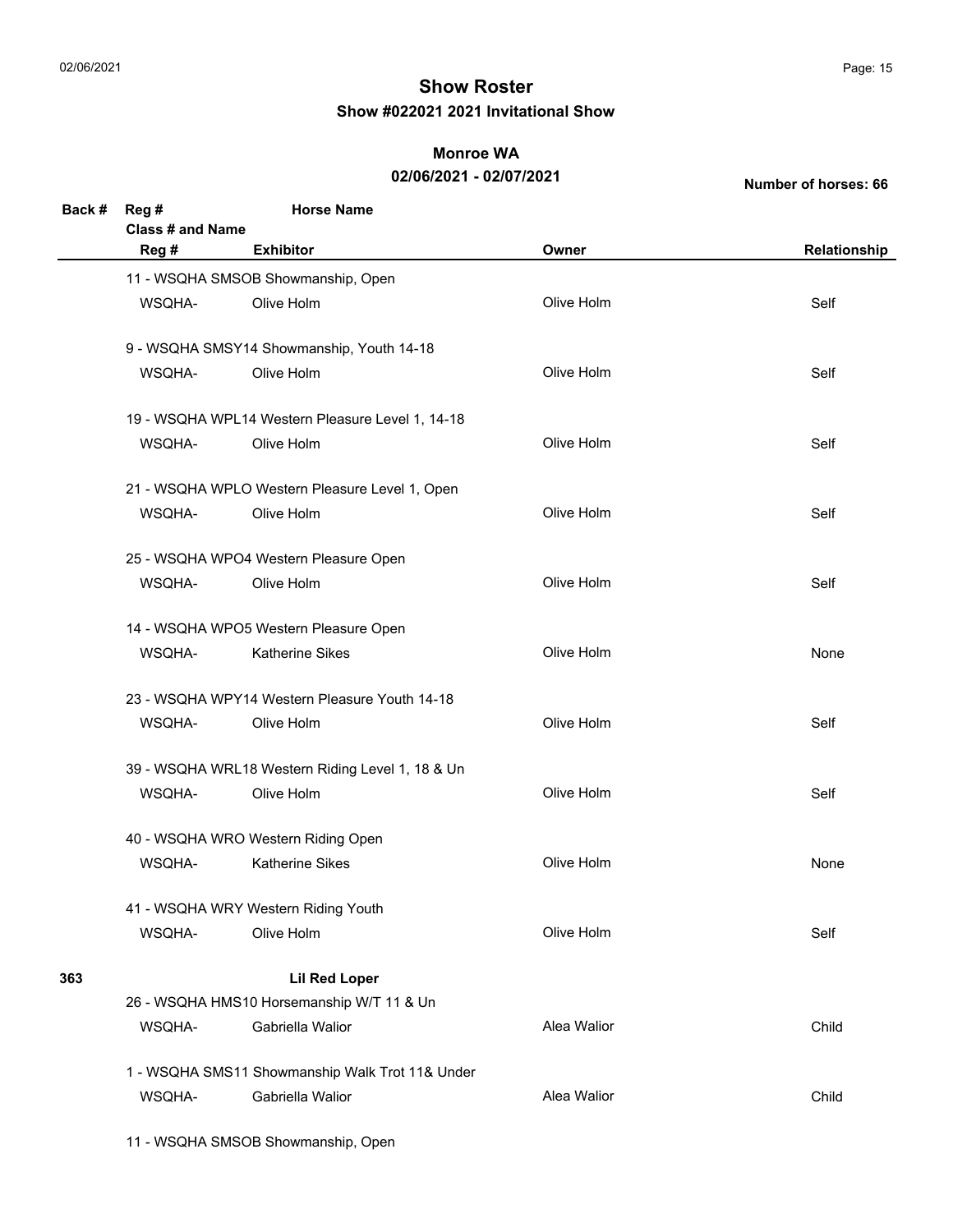# Show Roster

**Show #022021 2021 Invitational Show**

**Monroe WA**

**02/06/2021 - 02/07/2021**

**Number of horses: 66**

| Back # | Reg # | Horse Name | | |
|---|---|---|---|---|
| | **Class # and Name** | | | |
| | **Reg #** | **Exhibitor** | **Owner** | **Relationship** |
| | 11 - WSQHA SMSOB Showmanship, Open | | | |
| | WSQHA- | Olive Holm | Olive Holm | Self |
| | 9 - WSQHA SMSY14 Showmanship, Youth 14-18 | | | |
| | WSQHA- | Olive Holm | Olive Holm | Self |
| | 19 - WSQHA WPL14 Western Pleasure Level 1, 14-18 | | | |
| | WSQHA- | Olive Holm | Olive Holm | Self |
| | 21 - WSQHA WPLO Western Pleasure Level 1, Open | | | |
| | WSQHA- | Olive Holm | Olive Holm | Self |
| | 25 - WSQHA WPO4 Western Pleasure Open | | | |
| | WSQHA- | Olive Holm | Olive Holm | Self |
| | 14 - WSQHA WPO5 Western Pleasure Open | | | |
| | WSQHA- | Katherine Sikes | Olive Holm | None |
| | 23 - WSQHA WPY14 Western Pleasure Youth 14-18 | | | |
| | WSQHA- | Olive Holm | Olive Holm | Self |
| | 39 - WSQHA WRL18 Western Riding Level 1, 18 & Un | | | |
| | WSQHA- | Olive Holm | Olive Holm | Self |
| | 40 - WSQHA WRO Western Riding Open | | | |
| | WSQHA- | Katherine Sikes | Olive Holm | None |
| | 41 - WSQHA WRY Western Riding Youth | | | |
| | WSQHA- | Olive Holm | Olive Holm | Self |
| **363** | | **Lil Red Loper** | | |
| | 26 - WSQHA HMS10 Horsemanship W/T 11 & Un | | | |
| | WSQHA- | Gabriella Walior | Alea Walior | Child |
| | 1 - WSQHA SMS11 Showmanship Walk Trot 11& Under | | | |
| | WSQHA- | Gabriella Walior | Alea Walior | Child |
| | 11 - WSQHA SMSOB Showmanship, Open | | | |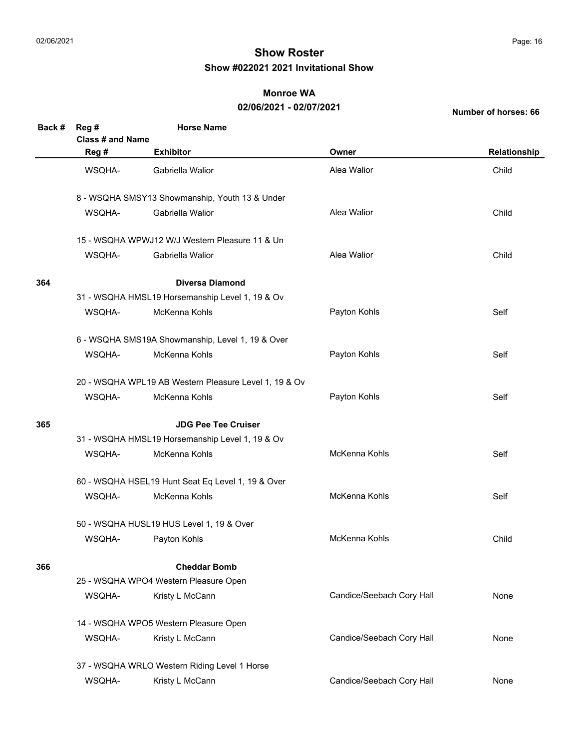# Show Roster

## Show #022021 2021 Invitational Show

### Monroe WA

### 02/06/2021 - 02/07/2021

**Number of horses: 66**

| Back # | Reg # / Class # and Name / Reg # | Horse Name / Exhibitor | Owner | Relationship |
|---|---|---|---|---|
| | WSQHA- | Gabriella Walior | Alea Walior | Child |
| | 8 - WSQHA SMSY13 Showmanship, Youth 13 & Under | | | |
| | WSQHA- | Gabriella Walior | Alea Walior | Child |
| | 15 - WSQHA WPWJ12 W/J Western Pleasure 11 & Un | | | |
| | WSQHA- | Gabriella Walior | Alea Walior | Child |
| **364** | | **Diversa Diamond** | | |
| | 31 - WSQHA HMSL19 Horsemanship Level 1, 19 & Ov | | | |
| | WSQHA- | McKenna Kohls | Payton Kohls | Self |
| | 6 - WSQHA SMS19A Showmanship, Level 1, 19 & Over | | | |
| | WSQHA- | McKenna Kohls | Payton Kohls | Self |
| | 20 - WSQHA WPL19 AB Western Pleasure Level 1, 19 & Ov | | | |
| | WSQHA- | McKenna Kohls | Payton Kohls | Self |
| **365** | | **JDG Pee Tee Cruiser** | | |
| | 31 - WSQHA HMSL19 Horsemanship Level 1, 19 & Ov | | | |
| | WSQHA- | McKenna Kohls | McKenna Kohls | Self |
| | 60 - WSQHA HSEL19 Hunt Seat Eq Level 1, 19 & Over | | | |
| | WSQHA- | McKenna Kohls | McKenna Kohls | Self |
| | 50 - WSQHA HUSL19 HUS Level 1, 19 & Over | | | |
| | WSQHA- | Payton Kohls | McKenna Kohls | Child |
| **366** | | **Cheddar Bomb** | | |
| | 25 - WSQHA WPO4 Western Pleasure Open | | | |
| | WSQHA- | Kristy L McCann | Candice/Seebach Cory Hall | None |
| | 14 - WSQHA WPO5 Western Pleasure Open | | | |
| | WSQHA- | Kristy L McCann | Candice/Seebach Cory Hall | None |
| | 37 - WSQHA WRLO Western Riding Level 1 Horse | | | |
| | WSQHA- | Kristy L McCann | Candice/Seebach Cory Hall | None |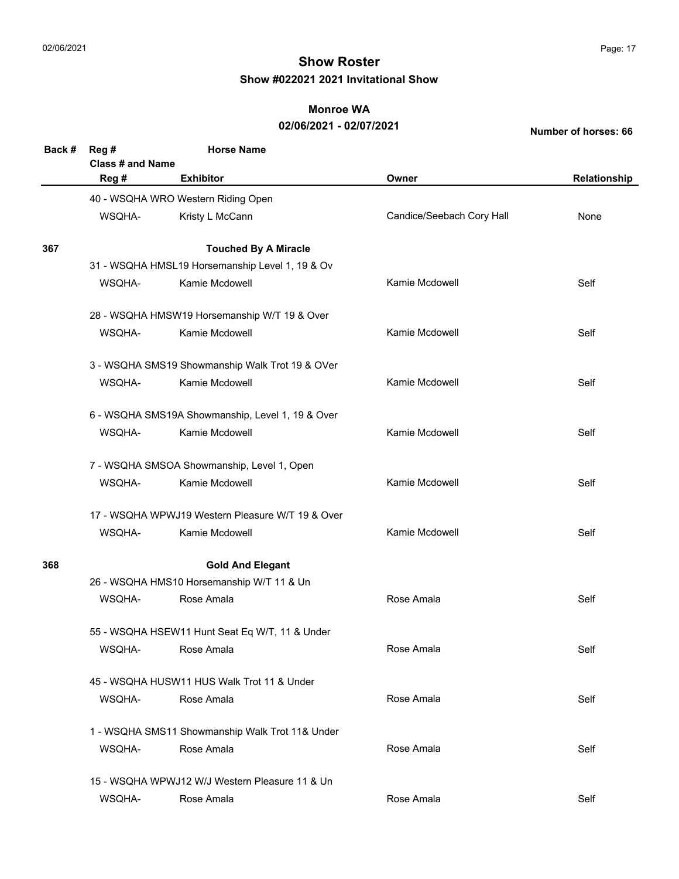# Show Roster

## Show #022021 2021 Invitational Show

### Monroe WA

### 02/06/2021 - 02/07/2021

**Number of horses: 66**

| Back # | Reg # / Class # and Name / Reg # | Horse Name / Exhibitor | Owner | Relationship |
|---|---|---|---|---|
| | 40 - WSQHA WRO Western Riding Open | | | |
| | WSQHA- | Kristy L McCann | Candice/Seebach Cory Hall | None |
| **367** | | **Touched By A Miracle** | | |
| | 31 - WSQHA HMSL19 Horsemanship Level 1, 19 & Ov | | | |
| | WSQHA- | Kamie Mcdowell | Kamie Mcdowell | Self |
| | 28 - WSQHA HMSW19 Horsemanship W/T 19 & Over | | | |
| | WSQHA- | Kamie Mcdowell | Kamie Mcdowell | Self |
| | 3 - WSQHA SMS19 Showmanship Walk Trot 19 & OVer | | | |
| | WSQHA- | Kamie Mcdowell | Kamie Mcdowell | Self |
| | 6 - WSQHA SMS19A Showmanship, Level 1, 19 & Over | | | |
| | WSQHA- | Kamie Mcdowell | Kamie Mcdowell | Self |
| | 7 - WSQHA SMSOA Showmanship, Level 1, Open | | | |
| | WSQHA- | Kamie Mcdowell | Kamie Mcdowell | Self |
| | 17 - WSQHA WPWJ19 Western Pleasure W/T 19 & Over | | | |
| | WSQHA- | Kamie Mcdowell | Kamie Mcdowell | Self |
| **368** | | **Gold And Elegant** | | |
| | 26 - WSQHA HMS10 Horsemanship W/T 11 & Un | | | |
| | WSQHA- | Rose Amala | Rose Amala | Self |
| | 55 - WSQHA HSEW11 Hunt Seat Eq W/T, 11 & Under | | | |
| | WSQHA- | Rose Amala | Rose Amala | Self |
| | 45 - WSQHA HUSW11 HUS Walk Trot 11 & Under | | | |
| | WSQHA- | Rose Amala | Rose Amala | Self |
| | 1 - WSQHA SMS11 Showmanship Walk Trot 11& Under | | | |
| | WSQHA- | Rose Amala | Rose Amala | Self |
| | 15 - WSQHA WPWJ12 W/J Western Pleasure 11 & Un | | | |
| | WSQHA- | Rose Amala | Rose Amala | Self |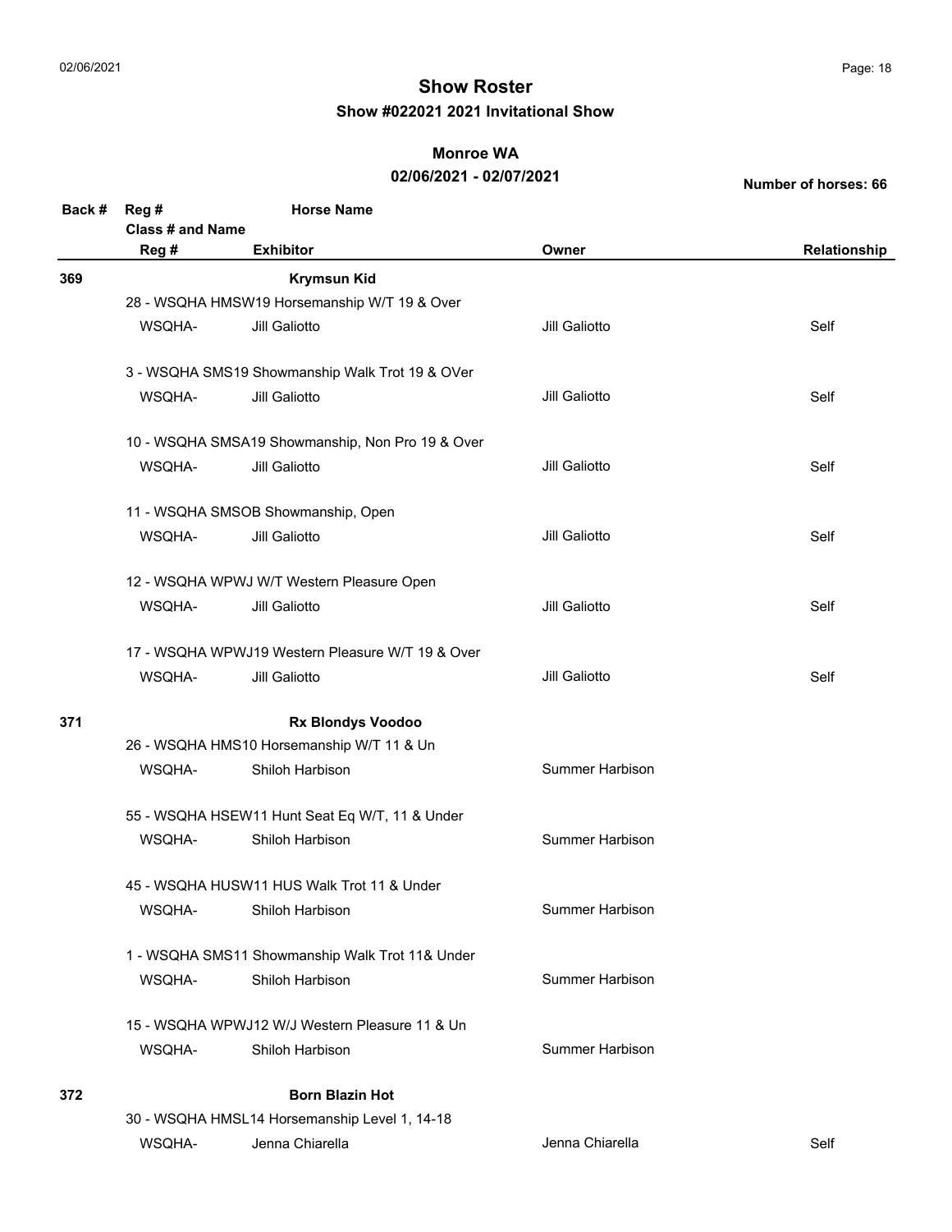# Show Roster

## Show #022021 2021 Invitational Show

### Monroe WA

### 02/06/2021 - 02/07/2021

**Number of horses: 66**

| Back # | Reg # / Class # and Name / Reg # | Horse Name / Exhibitor | Owner | Relationship |
|---|---|---|---|---|
| **369** | | **Krymsun Kid** | | |
| | 28 - WSQHA HMSW19 Horsemanship W/T 19 & Over | | | |
| | WSQHA- | Jill Galiotto | Jill Galiotto | Self |
| | 3 - WSQHA SMS19 Showmanship Walk Trot 19 & OVer | | | |
| | WSQHA- | Jill Galiotto | Jill Galiotto | Self |
| | 10 - WSQHA SMSA19 Showmanship, Non Pro 19 & Over | | | |
| | WSQHA- | Jill Galiotto | Jill Galiotto | Self |
| | 11 - WSQHA SMSOB Showmanship, Open | | | |
| | WSQHA- | Jill Galiotto | Jill Galiotto | Self |
| | 12 - WSQHA WPWJ W/T Western Pleasure Open | | | |
| | WSQHA- | Jill Galiotto | Jill Galiotto | Self |
| | 17 - WSQHA WPWJ19 Western Pleasure W/T 19 & Over | | | |
| | WSQHA- | Jill Galiotto | Jill Galiotto | Self |
| **371** | | **Rx Blondys Voodoo** | | |
| | 26 - WSQHA HMS10 Horsemanship W/T 11 & Un | | | |
| | WSQHA- | Shiloh Harbison | Summer Harbison | |
| | 55 - WSQHA HSEW11 Hunt Seat Eq W/T, 11 & Under | | | |
| | WSQHA- | Shiloh Harbison | Summer Harbison | |
| | 45 - WSQHA HUSW11 HUS Walk Trot 11 & Under | | | |
| | WSQHA- | Shiloh Harbison | Summer Harbison | |
| | 1 - WSQHA SMS11 Showmanship Walk Trot 11& Under | | | |
| | WSQHA- | Shiloh Harbison | Summer Harbison | |
| | 15 - WSQHA WPWJ12 W/J Western Pleasure 11 & Un | | | |
| | WSQHA- | Shiloh Harbison | Summer Harbison | |
| **372** | | **Born Blazin Hot** | | |
| | 30 - WSQHA HMSL14 Horsemanship Level 1, 14-18 | | | |
| | WSQHA- | Jenna Chiarella | Jenna Chiarella | Self |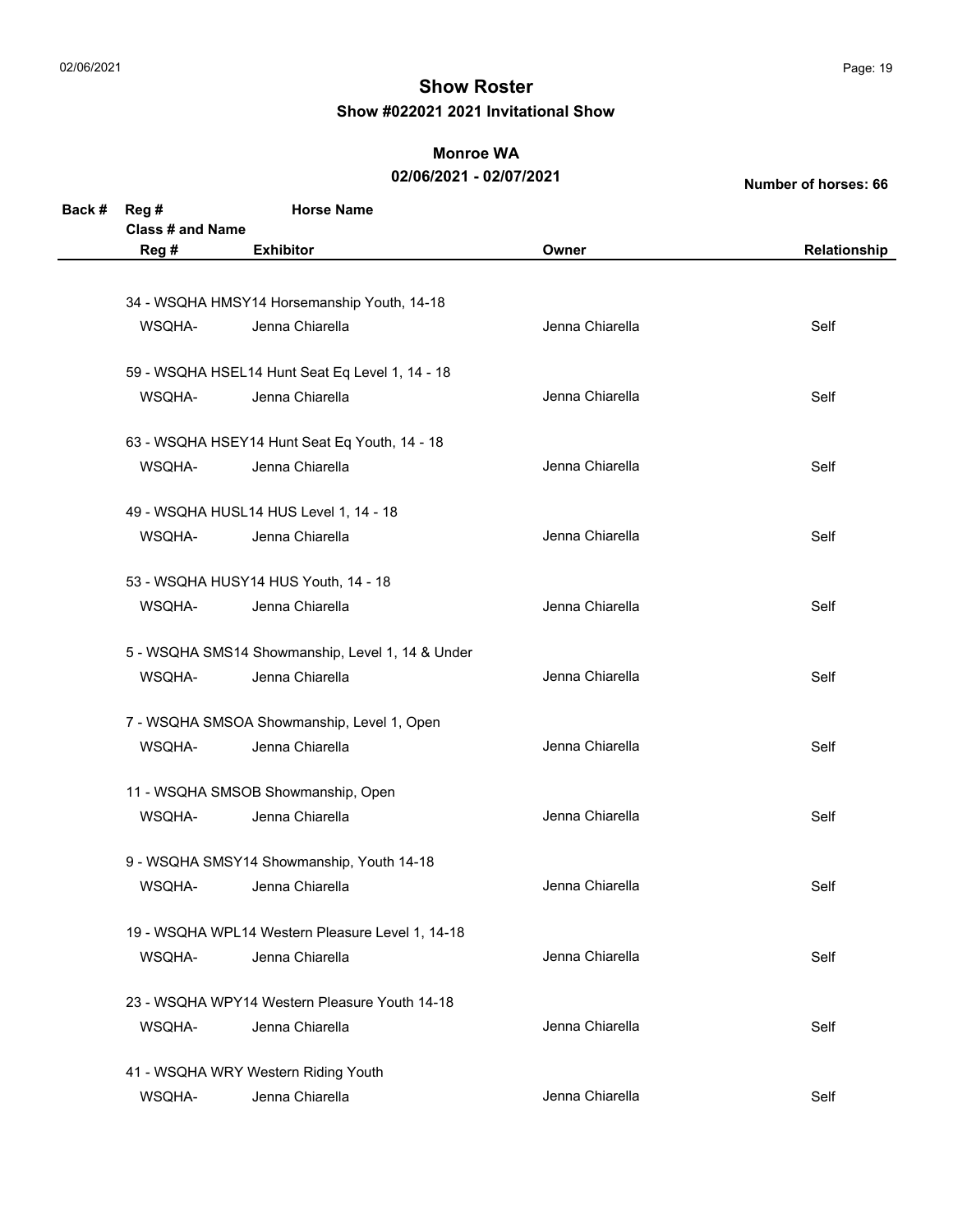# Show Roster

## Show #022021 2021 Invitational Show

### Monroe WA

### 02/06/2021 - 02/07/2021

**Number of horses: 66**

| Back # | Reg # | Horse Name | | |
|---|---|---|---|---|
| | **Class # and Name** | | | |
| | **Reg #** | **Exhibitor** | **Owner** | **Relationship** |
| | 34 - WSQHA HMSY14 Horsemanship Youth, 14-18 | | | |
| | WSQHA- | Jenna Chiarella | Jenna Chiarella | Self |
| | 59 - WSQHA HSEL14 Hunt Seat Eq Level 1, 14 - 18 | | | |
| | WSQHA- | Jenna Chiarella | Jenna Chiarella | Self |
| | 63 - WSQHA HSEY14 Hunt Seat Eq Youth, 14 - 18 | | | |
| | WSQHA- | Jenna Chiarella | Jenna Chiarella | Self |
| | 49 - WSQHA HUSL14 HUS Level 1, 14 - 18 | | | |
| | WSQHA- | Jenna Chiarella | Jenna Chiarella | Self |
| | 53 - WSQHA HUSY14 HUS Youth, 14 - 18 | | | |
| | WSQHA- | Jenna Chiarella | Jenna Chiarella | Self |
| | 5 - WSQHA SMS14 Showmanship, Level 1, 14 & Under | | | |
| | WSQHA- | Jenna Chiarella | Jenna Chiarella | Self |
| | 7 - WSQHA SMSOA Showmanship, Level 1, Open | | | |
| | WSQHA- | Jenna Chiarella | Jenna Chiarella | Self |
| | 11 - WSQHA SMSOB Showmanship, Open | | | |
| | WSQHA- | Jenna Chiarella | Jenna Chiarella | Self |
| | 9 - WSQHA SMSY14 Showmanship, Youth 14-18 | | | |
| | WSQHA- | Jenna Chiarella | Jenna Chiarella | Self |
| | 19 - WSQHA WPL14 Western Pleasure Level 1, 14-18 | | | |
| | WSQHA- | Jenna Chiarella | Jenna Chiarella | Self |
| | 23 - WSQHA WPY14 Western Pleasure Youth 14-18 | | | |
| | WSQHA- | Jenna Chiarella | Jenna Chiarella | Self |
| | 41 - WSQHA WRY Western Riding Youth | | | |
| | WSQHA- | Jenna Chiarella | Jenna Chiarella | Self |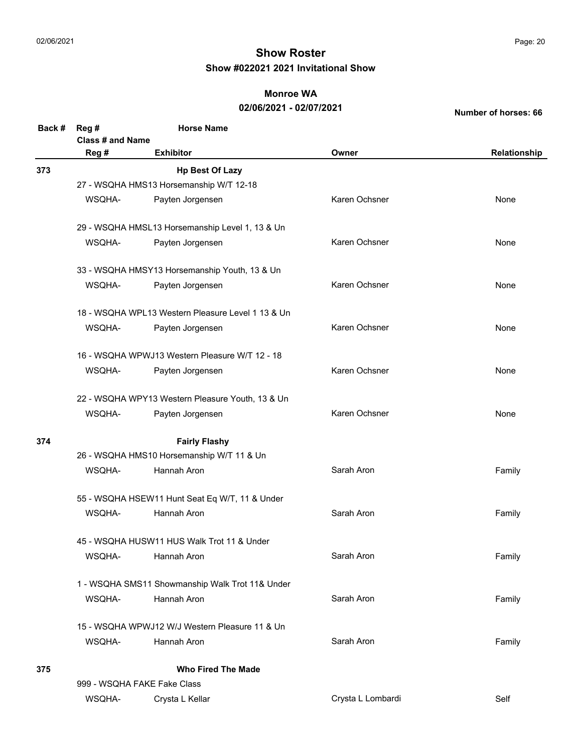# Show Roster

## Show #022021 2021 Invitational Show

### Monroe WA

### 02/06/2021 - 02/07/2021

**Number of horses: 66**

| Back # | Reg # | Horse Name | | |
|---|---|---|---|---|
| | Class # and Name | | | |
| | Reg # | Exhibitor | Owner | Relationship |
| **373** | | **Hp Best Of Lazy** | | |
| | 27 - WSQHA HMS13 Horsemanship W/T 12-18 | | | |
| | WSQHA- | Payten Jorgensen | Karen Ochsner | None |
| | 29 - WSQHA HMSL13 Horsemanship Level 1, 13 & Un | | | |
| | WSQHA- | Payten Jorgensen | Karen Ochsner | None |
| | 33 - WSQHA HMSY13 Horsemanship Youth, 13 & Un | | | |
| | WSQHA- | Payten Jorgensen | Karen Ochsner | None |
| | 18 - WSQHA WPL13 Western Pleasure Level 1 13 & Un | | | |
| | WSQHA- | Payten Jorgensen | Karen Ochsner | None |
| | 16 - WSQHA WPWJ13 Western Pleasure W/T 12 - 18 | | | |
| | WSQHA- | Payten Jorgensen | Karen Ochsner | None |
| | 22 - WSQHA WPY13 Western Pleasure Youth, 13 & Un | | | |
| | WSQHA- | Payten Jorgensen | Karen Ochsner | None |
| **374** | | **Fairly Flashy** | | |
| | 26 - WSQHA HMS10 Horsemanship W/T 11 & Un | | | |
| | WSQHA- | Hannah Aron | Sarah Aron | Family |
| | 55 - WSQHA HSEW11 Hunt Seat Eq W/T, 11 & Under | | | |
| | WSQHA- | Hannah Aron | Sarah Aron | Family |
| | 45 - WSQHA HUSW11 HUS Walk Trot 11 & Under | | | |
| | WSQHA- | Hannah Aron | Sarah Aron | Family |
| | 1 - WSQHA SMS11 Showmanship Walk Trot 11& Under | | | |
| | WSQHA- | Hannah Aron | Sarah Aron | Family |
| | 15 - WSQHA WPWJ12 W/J Western Pleasure 11 & Un | | | |
| | WSQHA- | Hannah Aron | Sarah Aron | Family |
| **375** | | **Who Fired The Made** | | |
| | 999 - WSQHA FAKE Fake Class | | | |
| | WSQHA- | Crysta L Kellar | Crysta L Lombardi | Self |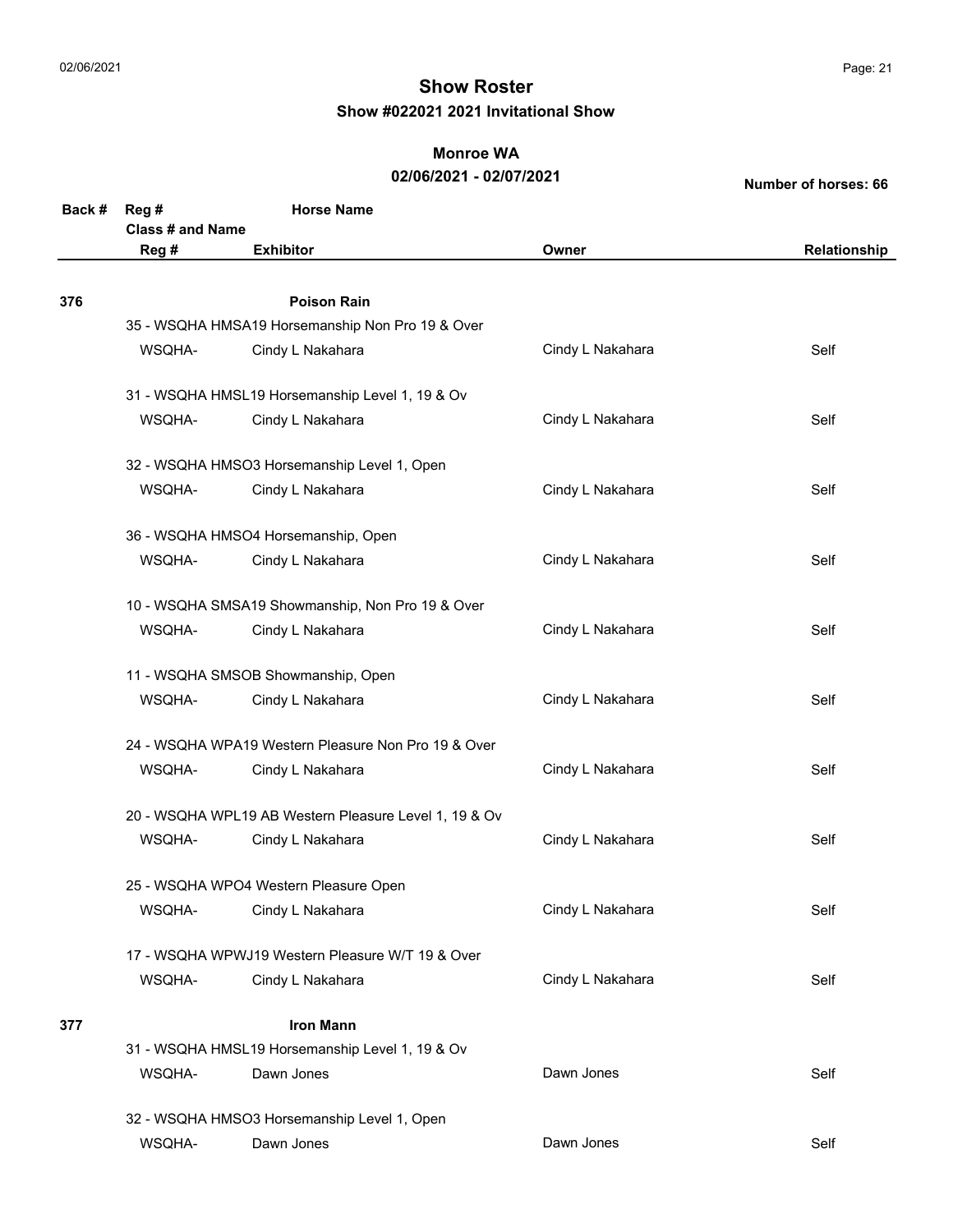# Show Roster

## Show #022021 2021 Invitational Show

### Monroe WA

### 02/06/2021 - 02/07/2021

**Number of horses: 66**

| Back # | Reg # / Class # and Name / Reg # | Horse Name / Exhibitor | Owner | Relationship |
|---|---|---|---|---|
| **376** | | **Poison Rain** | | |
| | 35 - WSQHA HMSA19 Horsemanship Non Pro 19 & Over | | | |
| | WSQHA- | Cindy L Nakahara | Cindy L Nakahara | Self |
| | 31 - WSQHA HMSL19 Horsemanship Level 1, 19 & Ov | | | |
| | WSQHA- | Cindy L Nakahara | Cindy L Nakahara | Self |
| | 32 - WSQHA HMSO3 Horsemanship Level 1, Open | | | |
| | WSQHA- | Cindy L Nakahara | Cindy L Nakahara | Self |
| | 36 - WSQHA HMSO4 Horsemanship, Open | | | |
| | WSQHA- | Cindy L Nakahara | Cindy L Nakahara | Self |
| | 10 - WSQHA SMSA19 Showmanship, Non Pro 19 & Over | | | |
| | WSQHA- | Cindy L Nakahara | Cindy L Nakahara | Self |
| | 11 - WSQHA SMSOB Showmanship, Open | | | |
| | WSQHA- | Cindy L Nakahara | Cindy L Nakahara | Self |
| | 24 - WSQHA WPA19 Western Pleasure Non Pro 19 & Over | | | |
| | WSQHA- | Cindy L Nakahara | Cindy L Nakahara | Self |
| | 20 - WSQHA WPL19 AB Western Pleasure Level 1, 19 & Ov | | | |
| | WSQHA- | Cindy L Nakahara | Cindy L Nakahara | Self |
| | 25 - WSQHA WPO4 Western Pleasure Open | | | |
| | WSQHA- | Cindy L Nakahara | Cindy L Nakahara | Self |
| | 17 - WSQHA WPWJ19 Western Pleasure W/T 19 & Over | | | |
| | WSQHA- | Cindy L Nakahara | Cindy L Nakahara | Self |
| **377** | | **Iron Mann** | | |
| | 31 - WSQHA HMSL19 Horsemanship Level 1, 19 & Ov | | | |
| | WSQHA- | Dawn Jones | Dawn Jones | Self |
| | 32 - WSQHA HMSO3 Horsemanship Level 1, Open | | | |
| | WSQHA- | Dawn Jones | Dawn Jones | Self |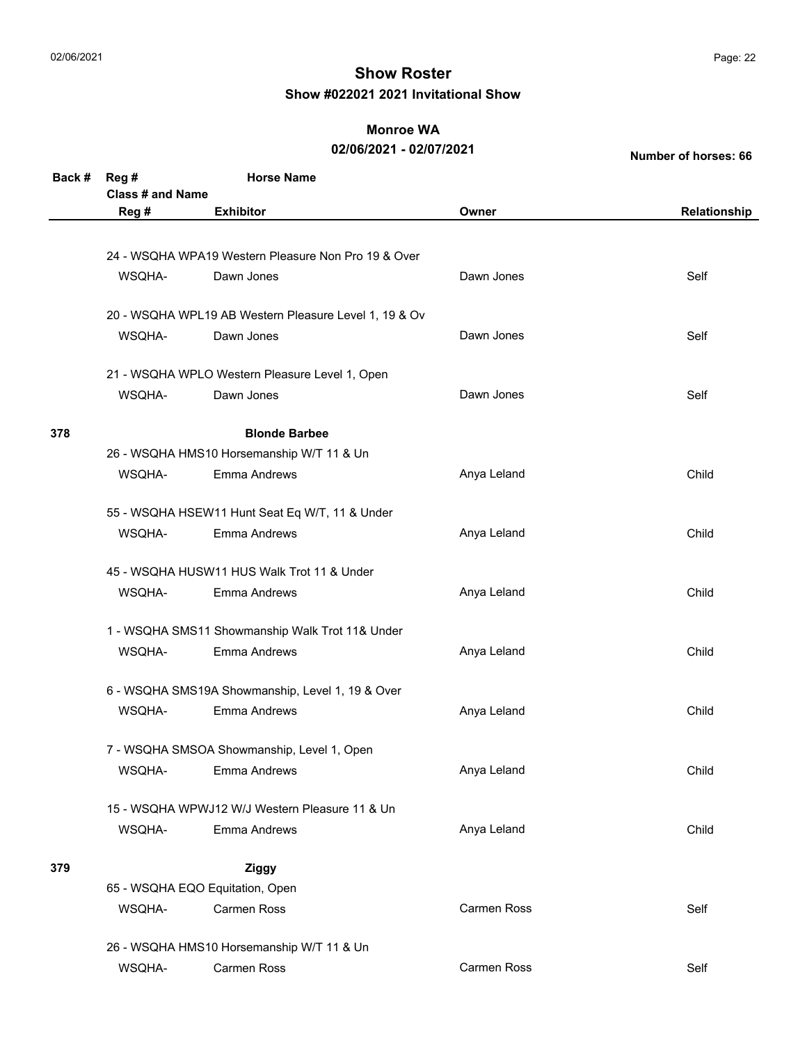# Show Roster

## Show #022021 2021 Invitational Show

### Monroe WA

### 02/06/2021 - 02/07/2021

**Number of horses: 66**

| Back # | Reg # / Class # and Name / Reg # | Horse Name / Exhibitor | Owner | Relationship |
|---|---|---|---|---|
| | 24 - WSQHA WPA19 Western Pleasure Non Pro 19 & Over | | | |
| | WSQHA- | Dawn Jones | Dawn Jones | Self |
| | 20 - WSQHA WPL19 AB Western Pleasure Level 1, 19 & Ov | | | |
| | WSQHA- | Dawn Jones | Dawn Jones | Self |
| | 21 - WSQHA WPLO Western Pleasure Level 1, Open | | | |
| | WSQHA- | Dawn Jones | Dawn Jones | Self |
| **378** | | **Blonde Barbee** | | |
| | 26 - WSQHA HMS10 Horsemanship W/T 11 & Un | | | |
| | WSQHA- | Emma Andrews | Anya Leland | Child |
| | 55 - WSQHA HSEW11 Hunt Seat Eq W/T, 11 & Under | | | |
| | WSQHA- | Emma Andrews | Anya Leland | Child |
| | 45 - WSQHA HUSW11 HUS Walk Trot 11 & Under | | | |
| | WSQHA- | Emma Andrews | Anya Leland | Child |
| | 1 - WSQHA SMS11 Showmanship Walk Trot 11& Under | | | |
| | WSQHA- | Emma Andrews | Anya Leland | Child |
| | 6 - WSQHA SMS19A Showmanship, Level 1, 19 & Over | | | |
| | WSQHA- | Emma Andrews | Anya Leland | Child |
| | 7 - WSQHA SMSOA Showmanship, Level 1, Open | | | |
| | WSQHA- | Emma Andrews | Anya Leland | Child |
| | 15 - WSQHA WPWJ12 W/J Western Pleasure 11 & Un | | | |
| | WSQHA- | Emma Andrews | Anya Leland | Child |
| **379** | | **Ziggy** | | |
| | 65 - WSQHA EQO Equitation, Open | | | |
| | WSQHA- | Carmen Ross | Carmen Ross | Self |
| | 26 - WSQHA HMS10 Horsemanship W/T 11 & Un | | | |
| | WSQHA- | Carmen Ross | Carmen Ross | Self |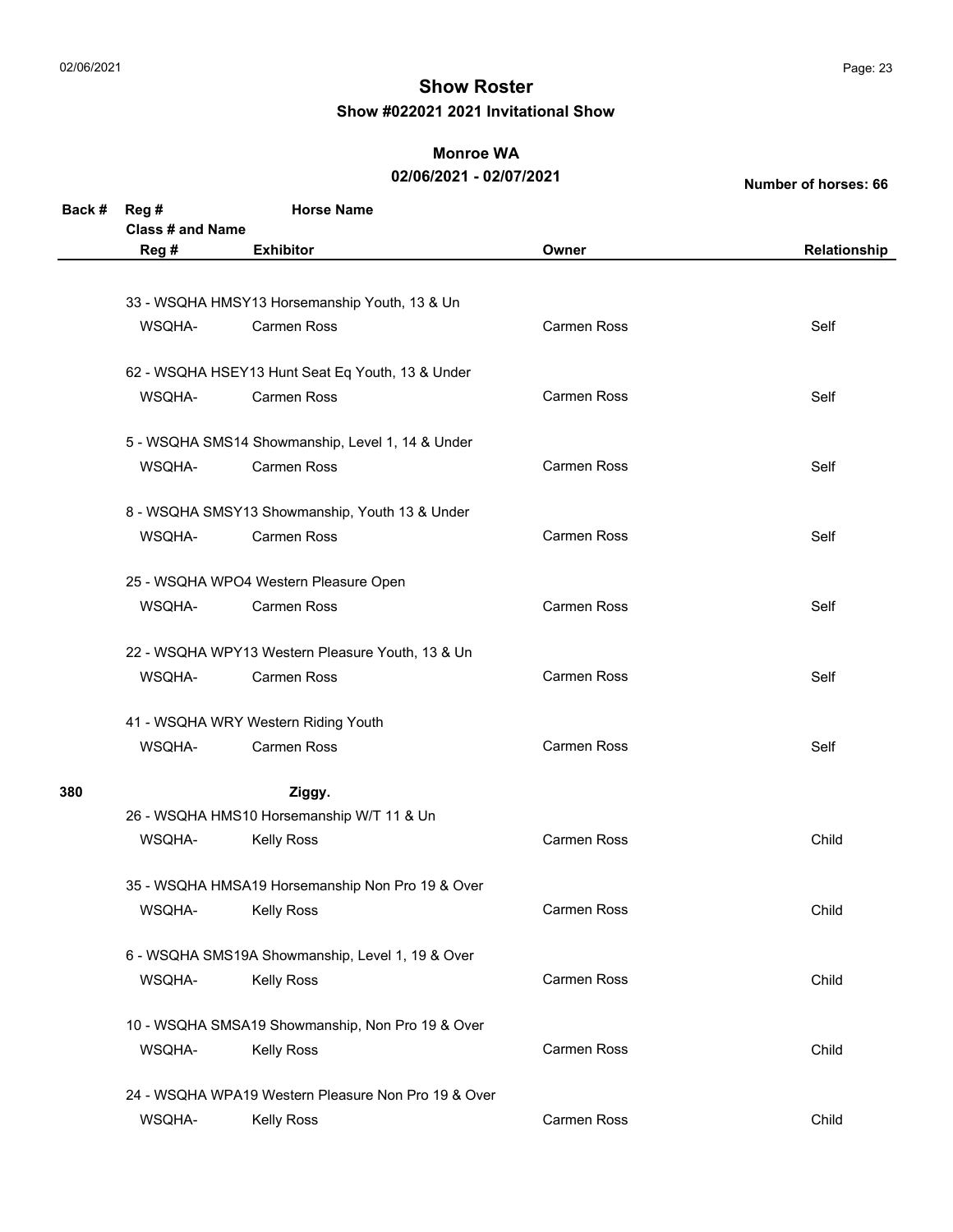# Show Roster

**Show #022021 2021 Invitational Show**

**Monroe WA**

**02/06/2021 - 02/07/2021**

**Number of horses: 66**

| Back # | Reg # / Class # and Name / Reg # | Horse Name / Exhibitor | Owner | Relationship |
|---|---|---|---|---|
| | 33 - WSQHA HMSY13 Horsemanship Youth, 13 & Un | | | |
| | WSQHA- | Carmen Ross | Carmen Ross | Self |
| | 62 - WSQHA HSEY13 Hunt Seat Eq Youth, 13 & Under | | | |
| | WSQHA- | Carmen Ross | Carmen Ross | Self |
| | 5 - WSQHA SMS14 Showmanship, Level 1, 14 & Under | | | |
| | WSQHA- | Carmen Ross | Carmen Ross | Self |
| | 8 - WSQHA SMSY13 Showmanship, Youth 13 & Under | | | |
| | WSQHA- | Carmen Ross | Carmen Ross | Self |
| | 25 - WSQHA WPO4 Western Pleasure Open | | | |
| | WSQHA- | Carmen Ross | Carmen Ross | Self |
| | 22 - WSQHA WPY13 Western Pleasure Youth, 13 & Un | | | |
| | WSQHA- | Carmen Ross | Carmen Ross | Self |
| | 41 - WSQHA WRY Western Riding Youth | | | |
| | WSQHA- | Carmen Ross | Carmen Ross | Self |
| **380** | | **Ziggy.** | | |
| | 26 - WSQHA HMS10 Horsemanship W/T 11 & Un | | | |
| | WSQHA- | Kelly Ross | Carmen Ross | Child |
| | 35 - WSQHA HMSA19 Horsemanship Non Pro 19 & Over | | | |
| | WSQHA- | Kelly Ross | Carmen Ross | Child |
| | 6 - WSQHA SMS19A Showmanship, Level 1, 19 & Over | | | |
| | WSQHA- | Kelly Ross | Carmen Ross | Child |
| | 10 - WSQHA SMSA19 Showmanship, Non Pro 19 & Over | | | |
| | WSQHA- | Kelly Ross | Carmen Ross | Child |
| | 24 - WSQHA WPA19 Western Pleasure Non Pro 19 & Over | | | |
| | WSQHA- | Kelly Ross | Carmen Ross | Child |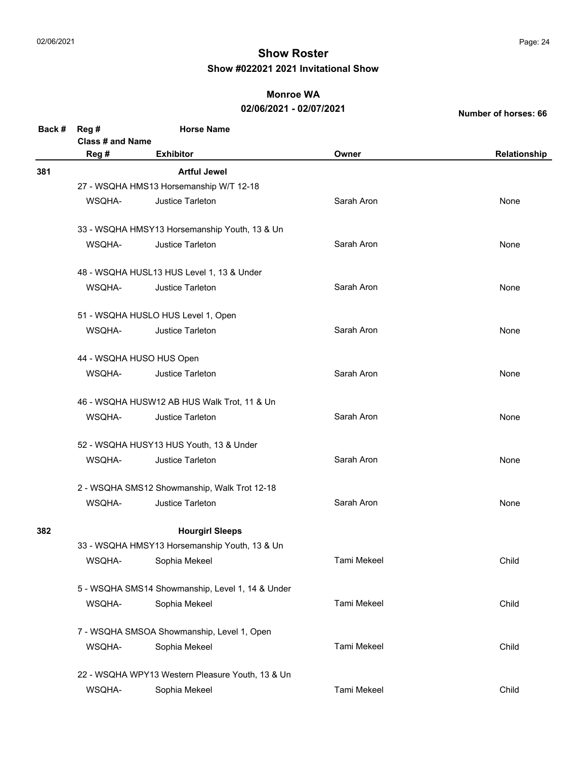# Show Roster

## Show #022021 2021 Invitational Show

### Monroe WA

### 02/06/2021 - 02/07/2021

**Number of horses: 66**

| Back # | Reg # / Class # and Name / Reg # | Horse Name / Exhibitor | Owner | Relationship |
|---|---|---|---|---|
| **381** | | **Artful Jewel** | | |
| | 27 - WSQHA HMS13 Horsemanship W/T 12-18 | | | |
| | WSQHA- | Justice Tarleton | Sarah Aron | None |
| | 33 - WSQHA HMSY13 Horsemanship Youth, 13 & Un | | | |
| | WSQHA- | Justice Tarleton | Sarah Aron | None |
| | 48 - WSQHA HUSL13 HUS Level 1, 13 & Under | | | |
| | WSQHA- | Justice Tarleton | Sarah Aron | None |
| | 51 - WSQHA HUSLO HUS Level 1, Open | | | |
| | WSQHA- | Justice Tarleton | Sarah Aron | None |
| | 44 - WSQHA HUSO HUS Open | | | |
| | WSQHA- | Justice Tarleton | Sarah Aron | None |
| | 46 - WSQHA HUSW12 AB HUS Walk Trot, 11 & Un | | | |
| | WSQHA- | Justice Tarleton | Sarah Aron | None |
| | 52 - WSQHA HUSY13 HUS Youth, 13 & Under | | | |
| | WSQHA- | Justice Tarleton | Sarah Aron | None |
| | 2 - WSQHA SMS12 Showmanship, Walk Trot 12-18 | | | |
| | WSQHA- | Justice Tarleton | Sarah Aron | None |
| **382** | | **Hourgirl Sleeps** | | |
| | 33 - WSQHA HMSY13 Horsemanship Youth, 13 & Un | | | |
| | WSQHA- | Sophia Mekeel | Tami Mekeel | Child |
| | 5 - WSQHA SMS14 Showmanship, Level 1, 14 & Under | | | |
| | WSQHA- | Sophia Mekeel | Tami Mekeel | Child |
| | 7 - WSQHA SMSOA Showmanship, Level 1, Open | | | |
| | WSQHA- | Sophia Mekeel | Tami Mekeel | Child |
| | 22 - WSQHA WPY13 Western Pleasure Youth, 13 & Un | | | |
| | WSQHA- | Sophia Mekeel | Tami Mekeel | Child |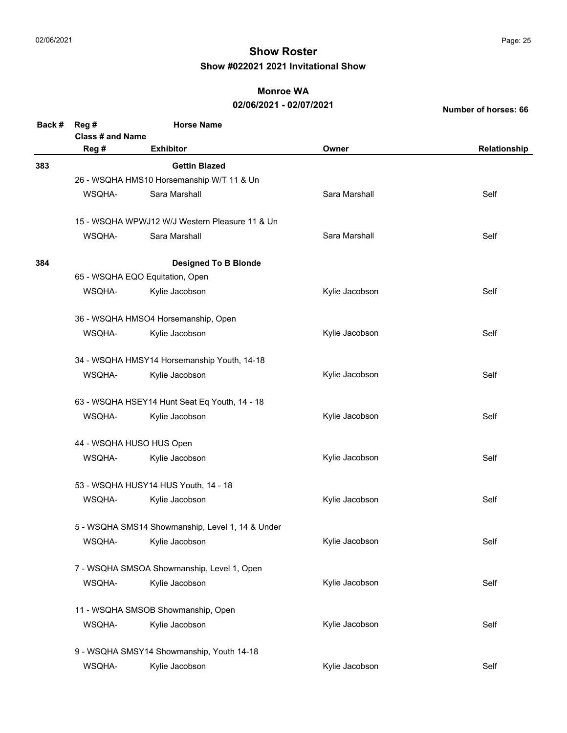# Show Roster

## Show #022021 2021 Invitational Show

### Monroe WA

### 02/06/2021 - 02/07/2021

**Number of horses: 66**

| Back # | Reg # | Horse Name | | |
|---|---|---|---|---|
| | **Class # and Name** | | | |
| | **Reg #** | **Exhibitor** | **Owner** | **Relationship** |
| **383** | | **Gettin Blazed** | | |
| | 26 - WSQHA HMS10 Horsemanship W/T 11 & Un | | | |
| | WSQHA- | Sara Marshall | Sara Marshall | Self |
| | 15 - WSQHA WPWJ12 W/J Western Pleasure 11 & Un | | | |
| | WSQHA- | Sara Marshall | Sara Marshall | Self |
| **384** | | **Designed To B Blonde** | | |
| | 65 - WSQHA EQO Equitation, Open | | | |
| | WSQHA- | Kylie Jacobson | Kylie Jacobson | Self |
| | 36 - WSQHA HMSO4 Horsemanship, Open | | | |
| | WSQHA- | Kylie Jacobson | Kylie Jacobson | Self |
| | 34 - WSQHA HMSY14 Horsemanship Youth, 14-18 | | | |
| | WSQHA- | Kylie Jacobson | Kylie Jacobson | Self |
| | 63 - WSQHA HSEY14 Hunt Seat Eq Youth, 14 - 18 | | | |
| | WSQHA- | Kylie Jacobson | Kylie Jacobson | Self |
| | 44 - WSQHA HUSO HUS Open | | | |
| | WSQHA- | Kylie Jacobson | Kylie Jacobson | Self |
| | 53 - WSQHA HUSY14 HUS Youth, 14 - 18 | | | |
| | WSQHA- | Kylie Jacobson | Kylie Jacobson | Self |
| | 5 - WSQHA SMS14 Showmanship, Level 1, 14 & Under | | | |
| | WSQHA- | Kylie Jacobson | Kylie Jacobson | Self |
| | 7 - WSQHA SMSOA Showmanship, Level 1, Open | | | |
| | WSQHA- | Kylie Jacobson | Kylie Jacobson | Self |
| | 11 - WSQHA SMSOB Showmanship, Open | | | |
| | WSQHA- | Kylie Jacobson | Kylie Jacobson | Self |
| | 9 - WSQHA SMSY14 Showmanship, Youth 14-18 | | | |
| | WSQHA- | Kylie Jacobson | Kylie Jacobson | Self |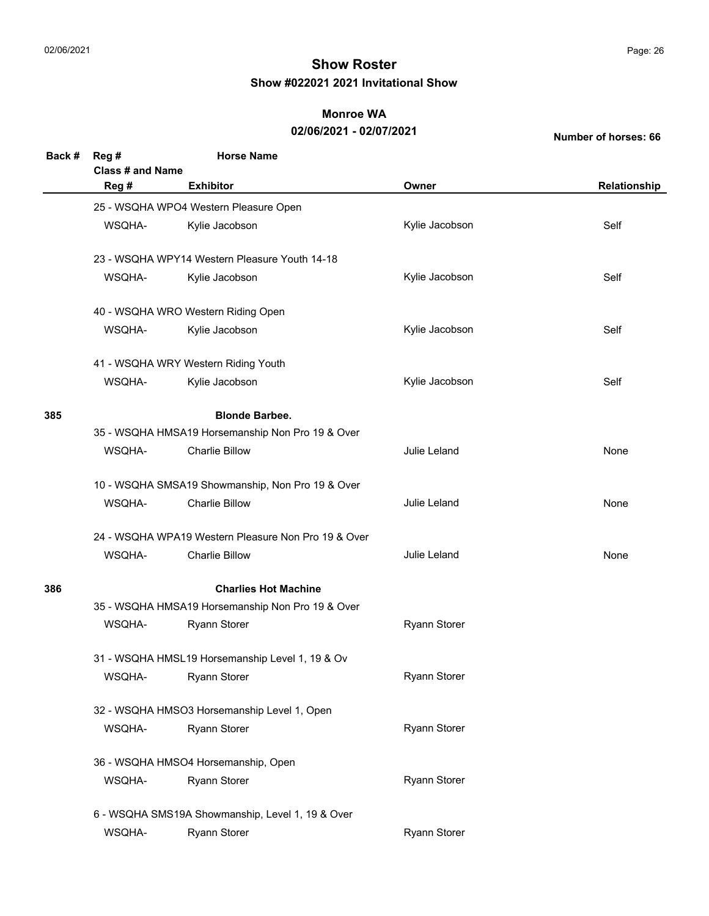# Show Roster

## Show #022021 2021 Invitational Show

### Monroe WA

### 02/06/2021 - 02/07/2021

**Number of horses: 66**

| Back # | Reg # / Class # and Name / Reg # | Horse Name / Exhibitor | Owner | Relationship |
|---|---|---|---|---|
| | 25 - WSQHA WPO4 Western Pleasure Open | | | |
| | WSQHA- | Kylie Jacobson | Kylie Jacobson | Self |
| | 23 - WSQHA WPY14 Western Pleasure Youth 14-18 | | | |
| | WSQHA- | Kylie Jacobson | Kylie Jacobson | Self |
| | 40 - WSQHA WRO Western Riding Open | | | |
| | WSQHA- | Kylie Jacobson | Kylie Jacobson | Self |
| | 41 - WSQHA WRY Western Riding Youth | | | |
| | WSQHA- | Kylie Jacobson | Kylie Jacobson | Self |
| **385** | | **Blonde Barbee.** | | |
| | 35 - WSQHA HMSA19 Horsemanship Non Pro 19 & Over | | | |
| | WSQHA- | Charlie Billow | Julie Leland | None |
| | 10 - WSQHA SMSA19 Showmanship, Non Pro 19 & Over | | | |
| | WSQHA- | Charlie Billow | Julie Leland | None |
| | 24 - WSQHA WPA19 Western Pleasure Non Pro 19 & Over | | | |
| | WSQHA- | Charlie Billow | Julie Leland | None |
| **386** | | **Charlies Hot Machine** | | |
| | 35 - WSQHA HMSA19 Horsemanship Non Pro 19 & Over | | | |
| | WSQHA- | Ryann Storer | Ryann Storer | |
| | 31 - WSQHA HMSL19 Horsemanship Level 1, 19 & Ov | | | |
| | WSQHA- | Ryann Storer | Ryann Storer | |
| | 32 - WSQHA HMSO3 Horsemanship Level 1, Open | | | |
| | WSQHA- | Ryann Storer | Ryann Storer | |
| | 36 - WSQHA HMSO4 Horsemanship, Open | | | |
| | WSQHA- | Ryann Storer | Ryann Storer | |
| | 6 - WSQHA SMS19A Showmanship, Level 1, 19 & Over | | | |
| | WSQHA- | Ryann Storer | Ryann Storer | |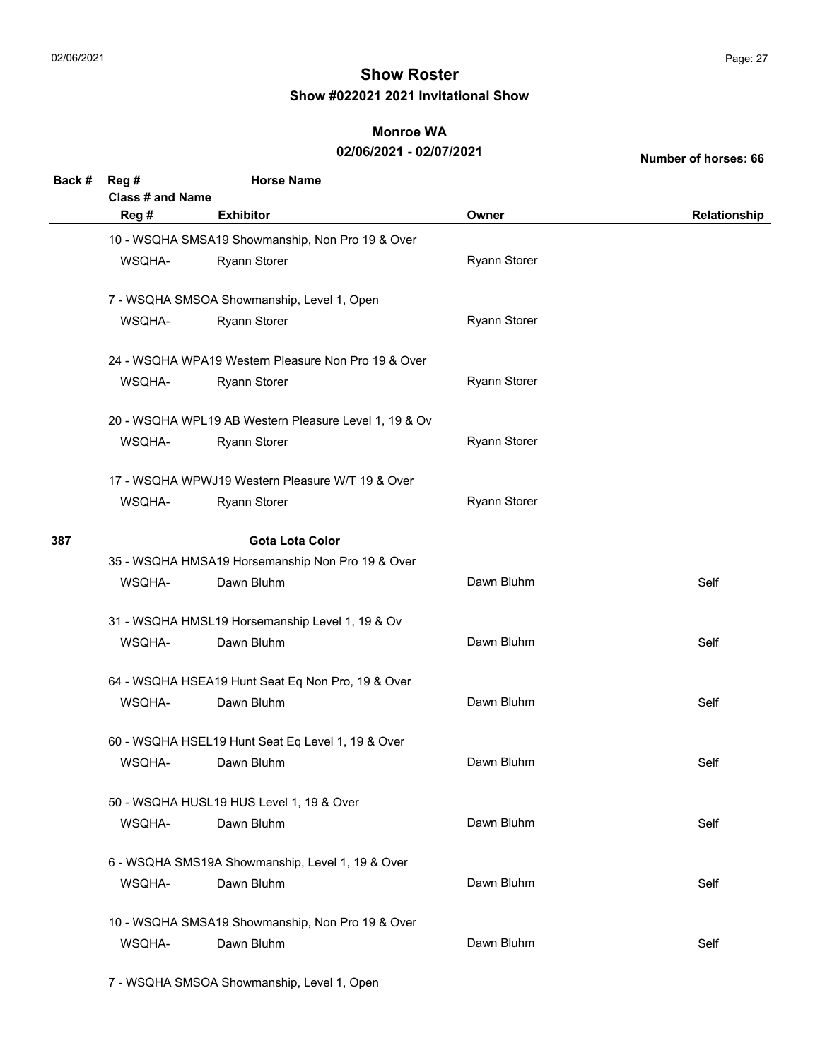# Show Roster

## Show #022021 2021 Invitational Show

### Monroe WA

### 02/06/2021 - 02/07/2021

**Number of horses: 66**

| Back # | Reg # / Class # and Name / Reg # | Horse Name / Exhibitor | Owner | Relationship |
|---|---|---|---|---|
| | 10 - WSQHA SMSA19 Showmanship, Non Pro 19 & Over | | | |
| | WSQHA- | Ryann Storer | Ryann Storer | |
| | 7 - WSQHA SMSOA Showmanship, Level 1, Open | | | |
| | WSQHA- | Ryann Storer | Ryann Storer | |
| | 24 - WSQHA WPA19 Western Pleasure Non Pro 19 & Over | | | |
| | WSQHA- | Ryann Storer | Ryann Storer | |
| | 20 - WSQHA WPL19 AB Western Pleasure Level 1, 19 & Ov | | | |
| | WSQHA- | Ryann Storer | Ryann Storer | |
| | 17 - WSQHA WPWJ19 Western Pleasure W/T 19 & Over | | | |
| | WSQHA- | Ryann Storer | Ryann Storer | |
| **387** | | **Gota Lota Color** | | |
| | 35 - WSQHA HMSA19 Horsemanship Non Pro 19 & Over | | | |
| | WSQHA- | Dawn Bluhm | Dawn Bluhm | Self |
| | 31 - WSQHA HMSL19 Horsemanship Level 1, 19 & Ov | | | |
| | WSQHA- | Dawn Bluhm | Dawn Bluhm | Self |
| | 64 - WSQHA HSEA19 Hunt Seat Eq Non Pro, 19 & Over | | | |
| | WSQHA- | Dawn Bluhm | Dawn Bluhm | Self |
| | 60 - WSQHA HSEL19 Hunt Seat Eq Level 1, 19 & Over | | | |
| | WSQHA- | Dawn Bluhm | Dawn Bluhm | Self |
| | 50 - WSQHA HUSL19 HUS Level 1, 19 & Over | | | |
| | WSQHA- | Dawn Bluhm | Dawn Bluhm | Self |
| | 6 - WSQHA SMS19A Showmanship, Level 1, 19 & Over | | | |
| | WSQHA- | Dawn Bluhm | Dawn Bluhm | Self |
| | 10 - WSQHA SMSA19 Showmanship, Non Pro 19 & Over | | | |
| | WSQHA- | Dawn Bluhm | Dawn Bluhm | Self |
| | 7 - WSQHA SMSOA Showmanship, Level 1, Open | | | |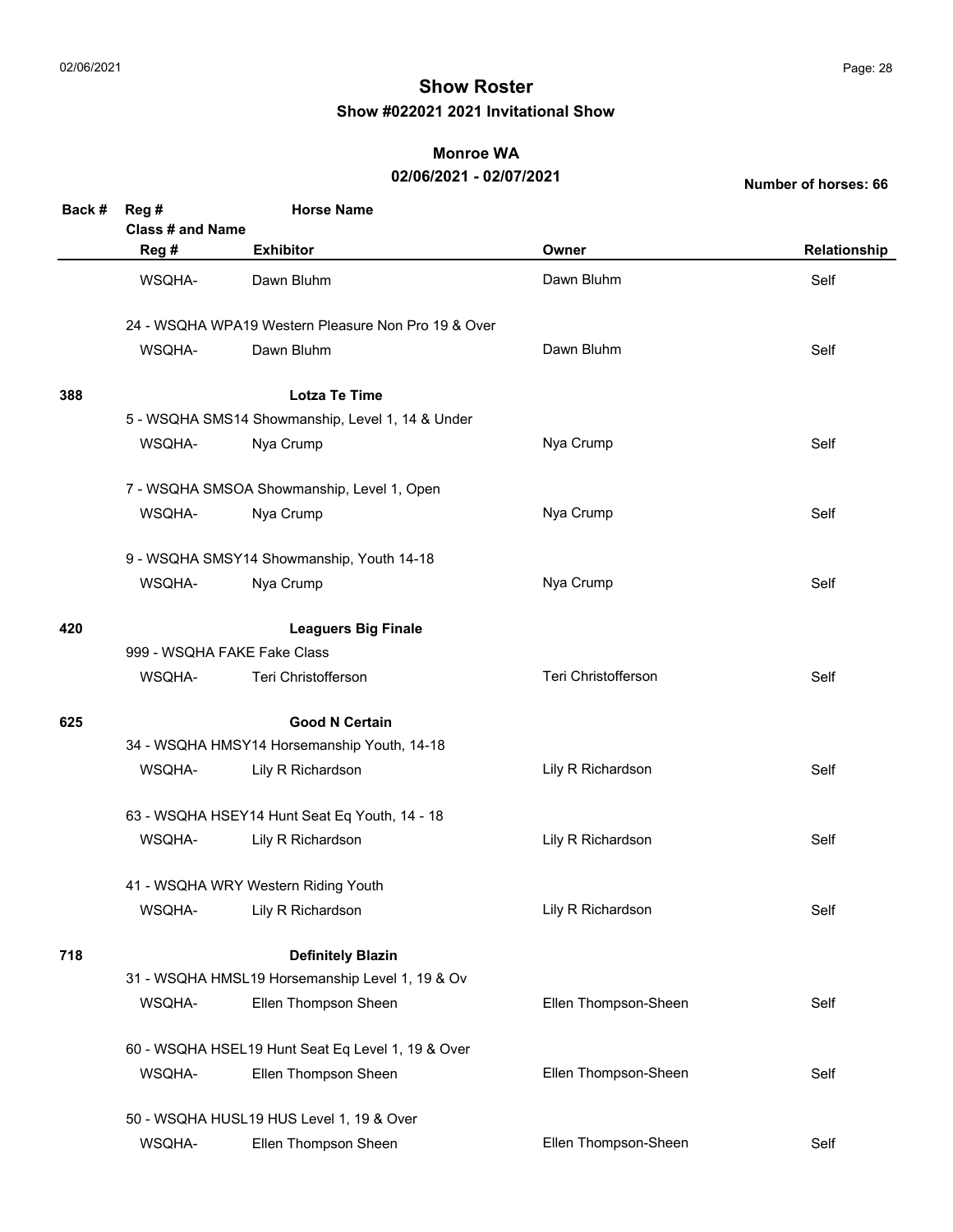# Show Roster

## Show #022021 2021 Invitational Show

### Monroe WA

### 02/06/2021 - 02/07/2021

**Number of horses: 66**

| Back # | Reg # / Class # and Name | Horse Name / Exhibitor | Owner | Relationship |
|---|---|---|---|---|
| | WSQHA- | Dawn Bluhm | Dawn Bluhm | Self |
| | 24 - WSQHA WPA19 Western Pleasure Non Pro 19 & Over | | | |
| | WSQHA- | Dawn Bluhm | Dawn Bluhm | Self |
| **388** | | **Lotza Te Time** | | |
| | 5 - WSQHA SMS14 Showmanship, Level 1, 14 & Under | | | |
| | WSQHA- | Nya Crump | Nya Crump | Self |
| | 7 - WSQHA SMSOA Showmanship, Level 1, Open | | | |
| | WSQHA- | Nya Crump | Nya Crump | Self |
| | 9 - WSQHA SMSY14 Showmanship, Youth 14-18 | | | |
| | WSQHA- | Nya Crump | Nya Crump | Self |
| **420** | | **Leaguers Big Finale** | | |
| | 999 - WSQHA FAKE Fake Class | | | |
| | WSQHA- | Teri Christofferson | Teri Christofferson | Self |
| **625** | | **Good N Certain** | | |
| | 34 - WSQHA HMSY14 Horsemanship Youth, 14-18 | | | |
| | WSQHA- | Lily R Richardson | Lily R Richardson | Self |
| | 63 - WSQHA HSEY14 Hunt Seat Eq Youth, 14 - 18 | | | |
| | WSQHA- | Lily R Richardson | Lily R Richardson | Self |
| | 41 - WSQHA WRY Western Riding Youth | | | |
| | WSQHA- | Lily R Richardson | Lily R Richardson | Self |
| **718** | | **Definitely Blazin** | | |
| | 31 - WSQHA HMSL19 Horsemanship Level 1, 19 & Ov | | | |
| | WSQHA- | Ellen Thompson Sheen | Ellen Thompson-Sheen | Self |
| | 60 - WSQHA HSEL19 Hunt Seat Eq Level 1, 19 & Over | | | |
| | WSQHA- | Ellen Thompson Sheen | Ellen Thompson-Sheen | Self |
| | 50 - WSQHA HUSL19 HUS Level 1, 19 & Over | | | |
| | WSQHA- | Ellen Thompson Sheen | Ellen Thompson-Sheen | Self |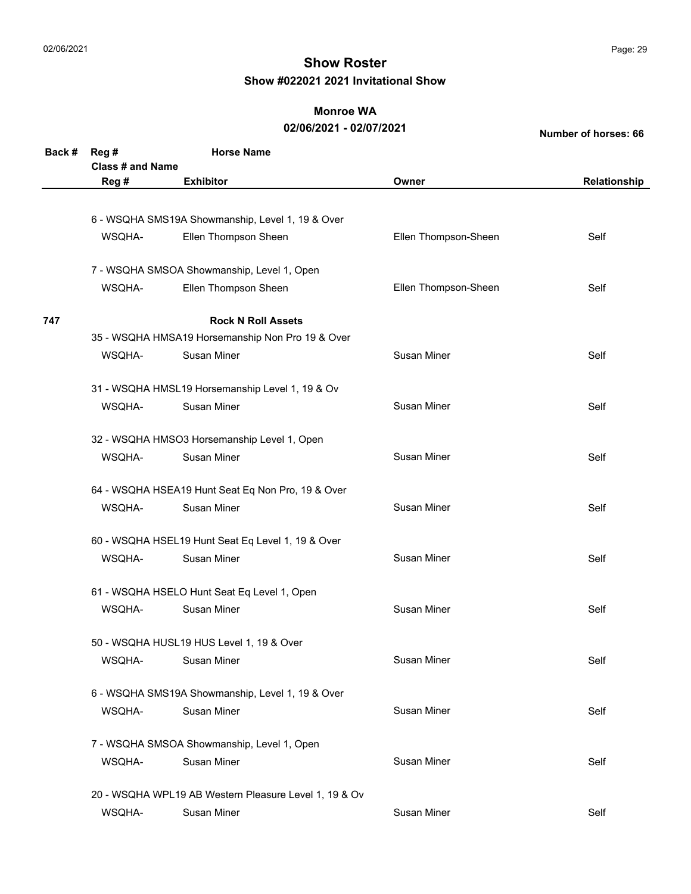# Show Roster

## Show #022021 2021 Invitational Show

### Monroe WA

### 02/06/2021 - 02/07/2021

**Number of horses: 66**

| Back # | Reg # / Class # and Name / Reg # | Horse Name / Exhibitor | Owner | Relationship |
|---|---|---|---|---|
| | 6 - WSQHA SMS19A Showmanship, Level 1, 19 & Over | | | |
| | WSQHA- | Ellen Thompson Sheen | Ellen Thompson-Sheen | Self |
| | 7 - WSQHA SMSOA Showmanship, Level 1, Open | | | |
| | WSQHA- | Ellen Thompson Sheen | Ellen Thompson-Sheen | Self |
| **747** | | **Rock N Roll Assets** | | |
| | 35 - WSQHA HMSA19 Horsemanship Non Pro 19 & Over | | | |
| | WSQHA- | Susan Miner | Susan Miner | Self |
| | 31 - WSQHA HMSL19 Horsemanship Level 1, 19 & Ov | | | |
| | WSQHA- | Susan Miner | Susan Miner | Self |
| | 32 - WSQHA HMSO3 Horsemanship Level 1, Open | | | |
| | WSQHA- | Susan Miner | Susan Miner | Self |
| | 64 - WSQHA HSEA19 Hunt Seat Eq Non Pro, 19 & Over | | | |
| | WSQHA- | Susan Miner | Susan Miner | Self |
| | 60 - WSQHA HSEL19 Hunt Seat Eq Level 1, 19 & Over | | | |
| | WSQHA- | Susan Miner | Susan Miner | Self |
| | 61 - WSQHA HSELO Hunt Seat Eq Level 1, Open | | | |
| | WSQHA- | Susan Miner | Susan Miner | Self |
| | 50 - WSQHA HUSL19 HUS Level 1, 19 & Over | | | |
| | WSQHA- | Susan Miner | Susan Miner | Self |
| | 6 - WSQHA SMS19A Showmanship, Level 1, 19 & Over | | | |
| | WSQHA- | Susan Miner | Susan Miner | Self |
| | 7 - WSQHA SMSOA Showmanship, Level 1, Open | | | |
| | WSQHA- | Susan Miner | Susan Miner | Self |
| | 20 - WSQHA WPL19 AB Western Pleasure Level 1, 19 & Ov | | | |
| | WSQHA- | Susan Miner | Susan Miner | Self |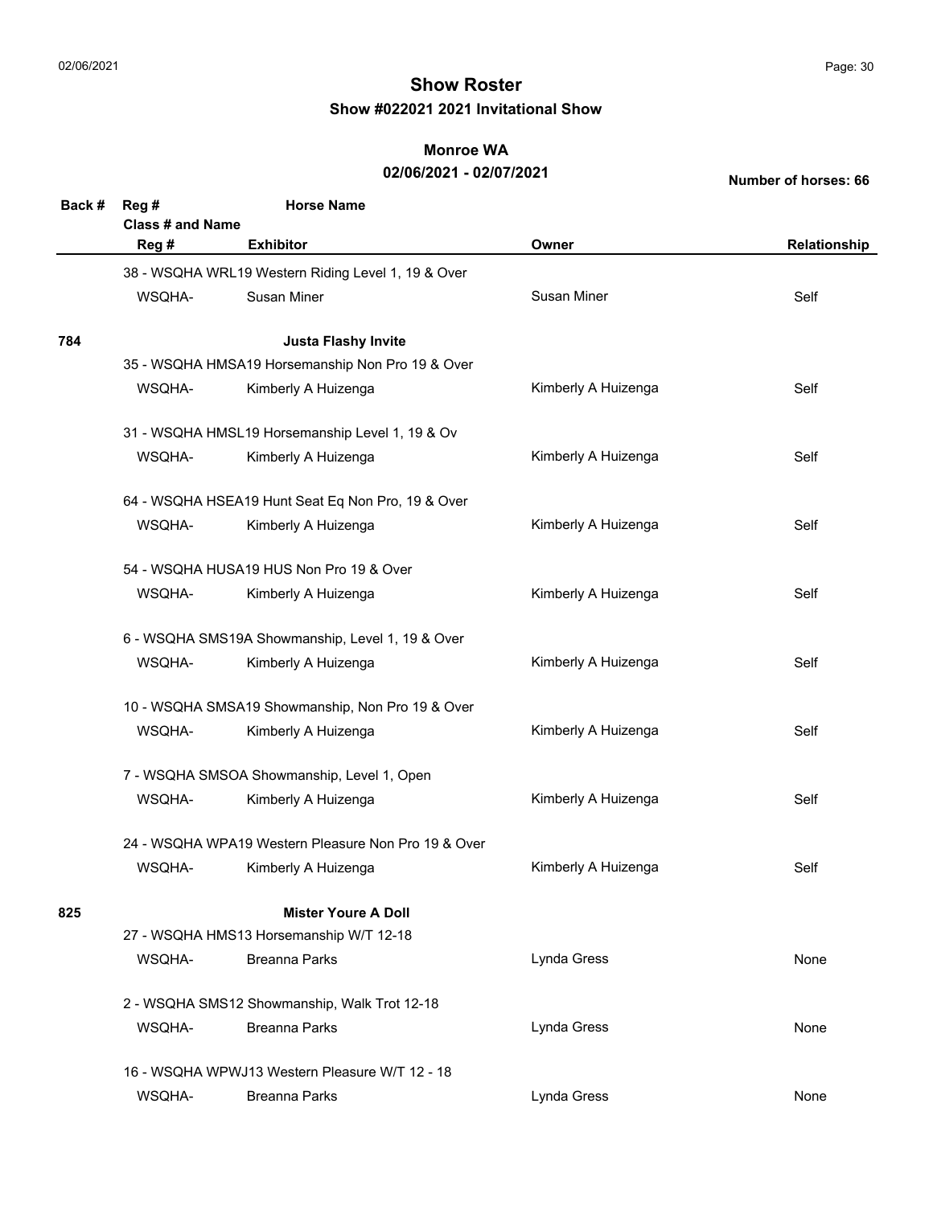# Show Roster

## Show #022021 2021 Invitational Show

### Monroe WA

### 02/06/2021 - 02/07/2021

**Number of horses: 66**

| Back # | Reg # / Class # and Name / Reg # | Horse Name / Exhibitor | Owner | Relationship |
|---|---|---|---|---|
| | 38 - WSQHA WRL19 Western Riding Level 1, 19 & Over | | | |
| | WSQHA- | Susan Miner | Susan Miner | Self |
| **784** | | **Justa Flashy Invite** | | |
| | 35 - WSQHA HMSA19 Horsemanship Non Pro 19 & Over | | | |
| | WSQHA- | Kimberly A Huizenga | Kimberly A Huizenga | Self |
| | 31 - WSQHA HMSL19 Horsemanship Level 1, 19 & Ov | | | |
| | WSQHA- | Kimberly A Huizenga | Kimberly A Huizenga | Self |
| | 64 - WSQHA HSEA19 Hunt Seat Eq Non Pro, 19 & Over | | | |
| | WSQHA- | Kimberly A Huizenga | Kimberly A Huizenga | Self |
| | 54 - WSQHA HUSA19 HUS Non Pro 19 & Over | | | |
| | WSQHA- | Kimberly A Huizenga | Kimberly A Huizenga | Self |
| | 6 - WSQHA SMS19A Showmanship, Level 1, 19 & Over | | | |
| | WSQHA- | Kimberly A Huizenga | Kimberly A Huizenga | Self |
| | 10 - WSQHA SMSA19 Showmanship, Non Pro 19 & Over | | | |
| | WSQHA- | Kimberly A Huizenga | Kimberly A Huizenga | Self |
| | 7 - WSQHA SMSOA Showmanship, Level 1, Open | | | |
| | WSQHA- | Kimberly A Huizenga | Kimberly A Huizenga | Self |
| | 24 - WSQHA WPA19 Western Pleasure Non Pro 19 & Over | | | |
| | WSQHA- | Kimberly A Huizenga | Kimberly A Huizenga | Self |
| **825** | | **Mister Youre A Doll** | | |
| | 27 - WSQHA HMS13 Horsemanship W/T 12-18 | | | |
| | WSQHA- | Breanna Parks | Lynda Gress | None |
| | 2 - WSQHA SMS12 Showmanship, Walk Trot 12-18 | | | |
| | WSQHA- | Breanna Parks | Lynda Gress | None |
| | 16 - WSQHA WPWJ13 Western Pleasure W/T 12 - 18 | | | |
| | WSQHA- | Breanna Parks | Lynda Gress | None |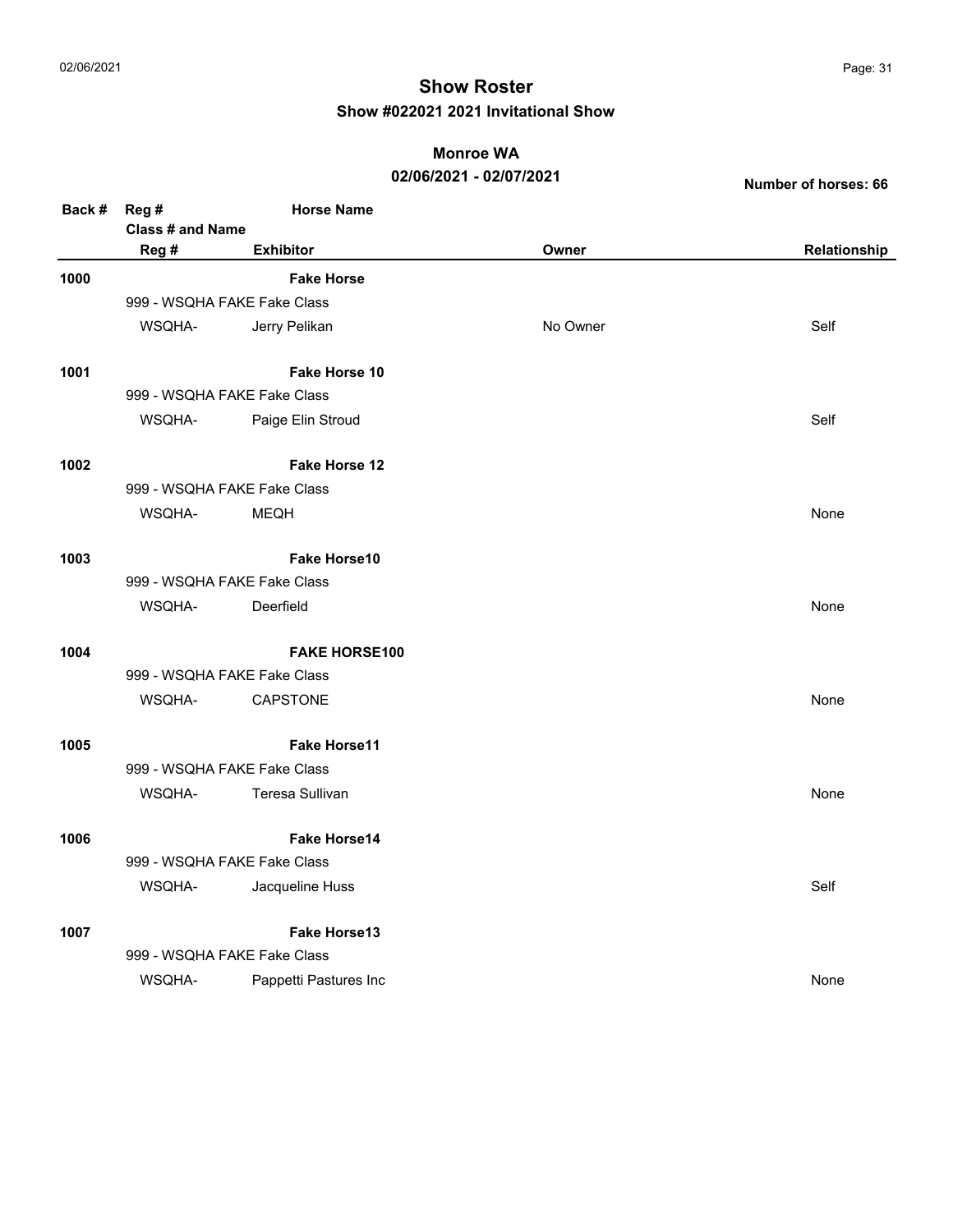# Show Roster

## Show #022021 2021 Invitational Show

### Monroe WA

### 02/06/2021 - 02/07/2021

**Number of horses: 66**

| Back # | Reg # / Class # and Name / Reg # | Horse Name / Exhibitor | Owner | Relationship |
|---|---|---|---|---|
| **1000** | | **Fake Horse** | | |
| | 999 - WSQHA FAKE Fake Class | | | |
| | WSQHA- | Jerry Pelikan | No Owner | Self |
| **1001** | | **Fake Horse 10** | | |
| | 999 - WSQHA FAKE Fake Class | | | |
| | WSQHA- | Paige Elin Stroud | | Self |
| **1002** | | **Fake Horse 12** | | |
| | 999 - WSQHA FAKE Fake Class | | | |
| | WSQHA- | MEQH | | None |
| **1003** | | **Fake Horse10** | | |
| | 999 - WSQHA FAKE Fake Class | | | |
| | WSQHA- | Deerfield | | None |
| **1004** | | **FAKE HORSE100** | | |
| | 999 - WSQHA FAKE Fake Class | | | |
| | WSQHA- | CAPSTONE | | None |
| **1005** | | **Fake Horse11** | | |
| | 999 - WSQHA FAKE Fake Class | | | |
| | WSQHA- | Teresa Sullivan | | None |
| **1006** | | **Fake Horse14** | | |
| | 999 - WSQHA FAKE Fake Class | | | |
| | WSQHA- | Jacqueline Huss | | Self |
| **1007** | | **Fake Horse13** | | |
| | 999 - WSQHA FAKE Fake Class | | | |
| | WSQHA- | Pappetti Pastures Inc | | None |